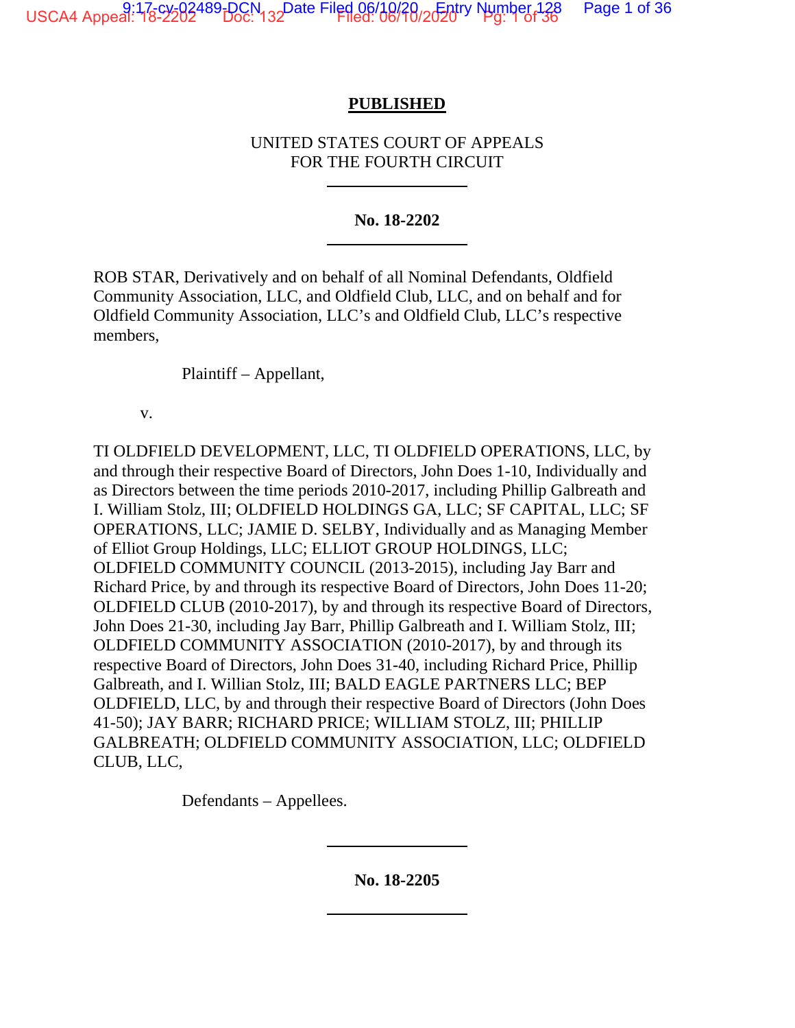**PUBLISHED**

UNITED STATES COURT OF APPEALS
FOR THE FOURTH CIRCUIT

---

**No. 18-2202**

---

ROB STAR, Derivatively and on behalf of all Nominal Defendants, Oldfield Community Association, LLC, and Oldfield Club, LLC, and on behalf and for Oldfield Community Association, LLC's and Oldfield Club, LLC's respective members,

Plaintiff – Appellant,

v.

TI OLDFIELD DEVELOPMENT, LLC, TI OLDFIELD OPERATIONS, LLC, by and through their respective Board of Directors, John Does 1-10, Individually and as Directors between the time periods 2010-2017, including Phillip Galbreath and I. William Stolz, III; OLDFIELD HOLDINGS GA, LLC; SF CAPITAL, LLC; SF OPERATIONS, LLC; JAMIE D. SELBY, Individually and as Managing Member of Elliot Group Holdings, LLC; ELLIOT GROUP HOLDINGS, LLC; OLDFIELD COMMUNITY COUNCIL (2013-2015), including Jay Barr and Richard Price, by and through its respective Board of Directors, John Does 11-20; OLDFIELD CLUB (2010-2017), by and through its respective Board of Directors, John Does 21-30, including Jay Barr, Phillip Galbreath and I. William Stolz, III; OLDFIELD COMMUNITY ASSOCIATION (2010-2017), by and through its respective Board of Directors, John Does 31-40, including Richard Price, Phillip Galbreath, and I. Willian Stolz, III; BALD EAGLE PARTNERS LLC; BEP OLDFIELD, LLC, by and through their respective Board of Directors (John Does 41-50); JAY BARR; RICHARD PRICE; WILLIAM STOLZ, III; PHILLIP GALBREATH; OLDFIELD COMMUNITY ASSOCIATION, LLC; OLDFIELD CLUB, LLC,

Defendants – Appellees.

---

**No. 18-2205**

---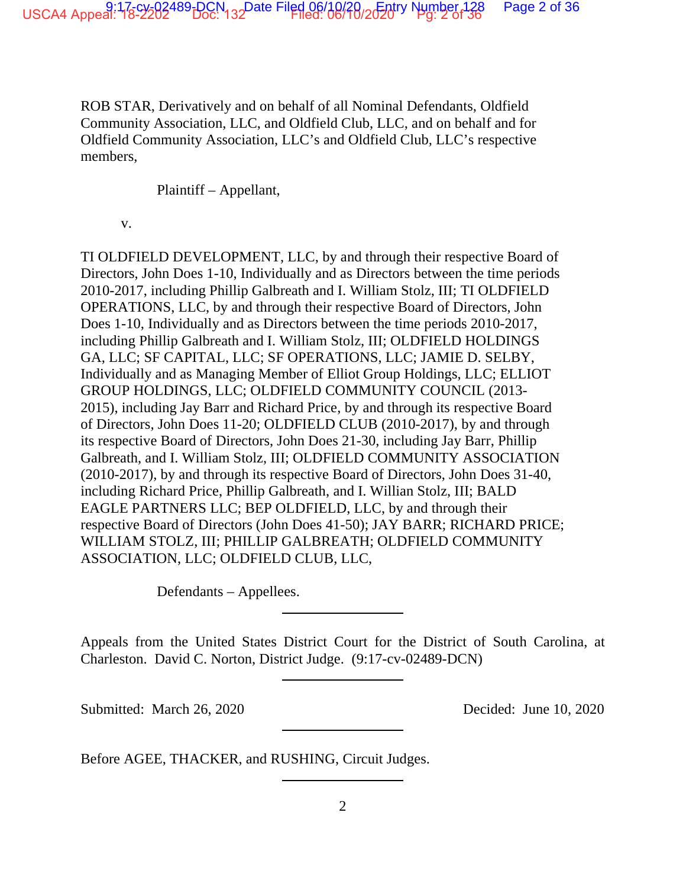ROB STAR, Derivatively and on behalf of all Nominal Defendants, Oldfield Community Association, LLC, and Oldfield Club, LLC, and on behalf and for Oldfield Community Association, LLC's and Oldfield Club, LLC's respective members,

Plaintiff – Appellant,

v.

TI OLDFIELD DEVELOPMENT, LLC, by and through their respective Board of Directors, John Does 1-10, Individually and as Directors between the time periods 2010-2017, including Phillip Galbreath and I. William Stolz, III; TI OLDFIELD OPERATIONS, LLC, by and through their respective Board of Directors, John Does 1-10, Individually and as Directors between the time periods 2010-2017, including Phillip Galbreath and I. William Stolz, III; OLDFIELD HOLDINGS GA, LLC; SF CAPITAL, LLC; SF OPERATIONS, LLC; JAMIE D. SELBY, Individually and as Managing Member of Elliot Group Holdings, LLC; ELLIOT GROUP HOLDINGS, LLC; OLDFIELD COMMUNITY COUNCIL (2013-2015), including Jay Barr and Richard Price, by and through its respective Board of Directors, John Does 11-20; OLDFIELD CLUB (2010-2017), by and through its respective Board of Directors, John Does 21-30, including Jay Barr, Phillip Galbreath, and I. William Stolz, III; OLDFIELD COMMUNITY ASSOCIATION (2010-2017), by and through its respective Board of Directors, John Does 31-40, including Richard Price, Phillip Galbreath, and I. Willian Stolz, III; BALD EAGLE PARTNERS LLC; BEP OLDFIELD, LLC, by and through their respective Board of Directors (John Does 41-50); JAY BARR; RICHARD PRICE; WILLIAM STOLZ, III; PHILLIP GALBREATH; OLDFIELD COMMUNITY ASSOCIATION, LLC; OLDFIELD CLUB, LLC,

Defendants – Appellees.

---

Appeals from the United States District Court for the District of South Carolina, at Charleston. David C. Norton, District Judge. (9:17-cv-02489-DCN)

---

Submitted: March 26, 2020 Decided: June 10, 2020

---

Before AGEE, THACKER, and RUSHING, Circuit Judges.

---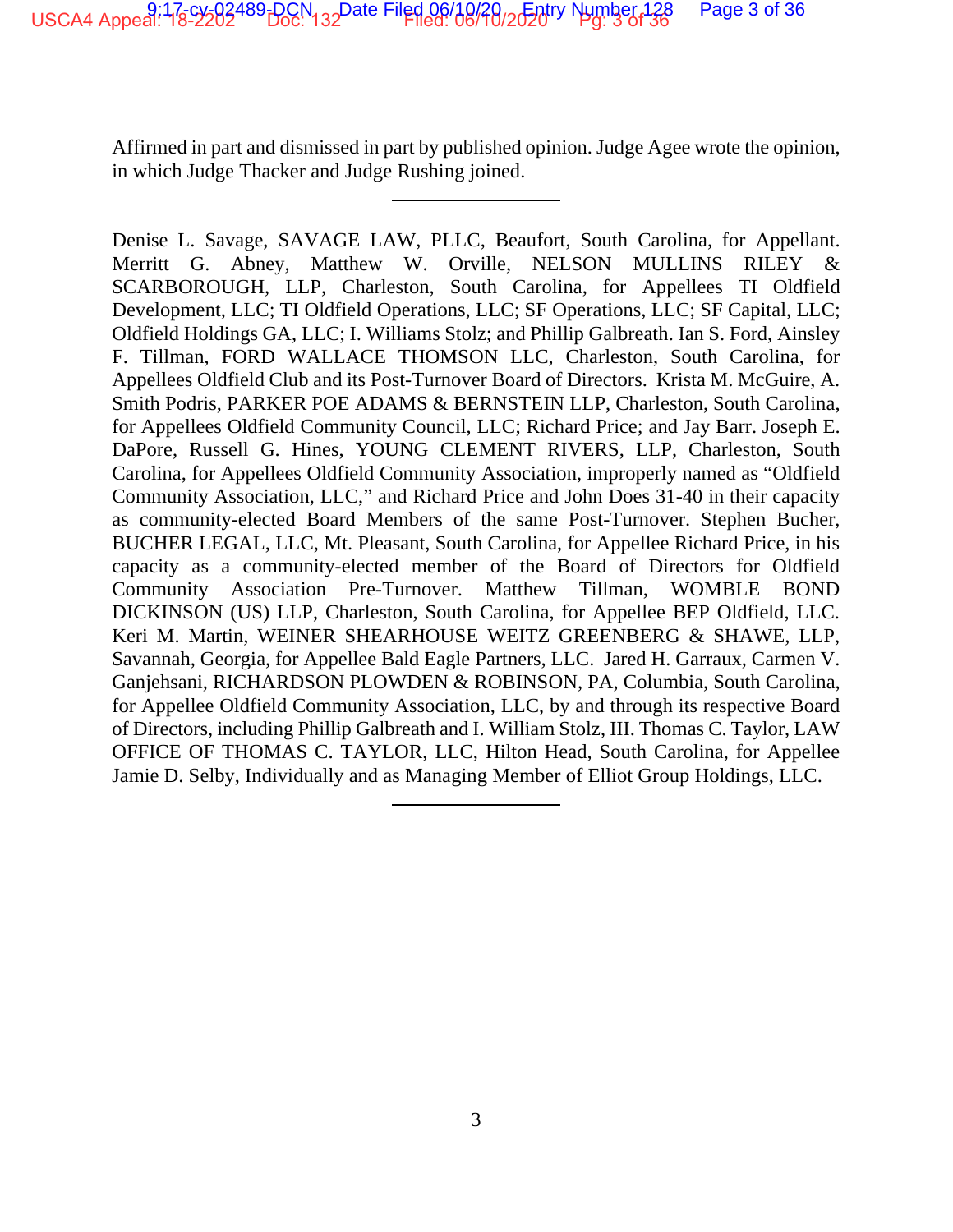Affirmed in part and dismissed in part by published opinion. Judge Agee wrote the opinion, in which Judge Thacker and Judge Rushing joined.

---

Denise L. Savage, SAVAGE LAW, PLLC, Beaufort, South Carolina, for Appellant. Merritt G. Abney, Matthew W. Orville, NELSON MULLINS RILEY & SCARBOROUGH, LLP, Charleston, South Carolina, for Appellees TI Oldfield Development, LLC; TI Oldfield Operations, LLC; SF Operations, LLC; SF Capital, LLC; Oldfield Holdings GA, LLC; I. Williams Stolz; and Phillip Galbreath. Ian S. Ford, Ainsley F. Tillman, FORD WALLACE THOMSON LLC, Charleston, South Carolina, for Appellees Oldfield Club and its Post-Turnover Board of Directors. Krista M. McGuire, A. Smith Podris, PARKER POE ADAMS & BERNSTEIN LLP, Charleston, South Carolina, for Appellees Oldfield Community Council, LLC; Richard Price; and Jay Barr. Joseph E. DaPore, Russell G. Hines, YOUNG CLEMENT RIVERS, LLP, Charleston, South Carolina, for Appellees Oldfield Community Association, improperly named as "Oldfield Community Association, LLC," and Richard Price and John Does 31-40 in their capacity as community-elected Board Members of the same Post-Turnover. Stephen Bucher, BUCHER LEGAL, LLC, Mt. Pleasant, South Carolina, for Appellee Richard Price, in his capacity as a community-elected member of the Board of Directors for Oldfield Community Association Pre-Turnover. Matthew Tillman, WOMBLE BOND DICKINSON (US) LLP, Charleston, South Carolina, for Appellee BEP Oldfield, LLC. Keri M. Martin, WEINER SHEARHOUSE WEITZ GREENBERG & SHAWE, LLP, Savannah, Georgia, for Appellee Bald Eagle Partners, LLC. Jared H. Garraux, Carmen V. Ganjehsani, RICHARDSON PLOWDEN & ROBINSON, PA, Columbia, South Carolina, for Appellee Oldfield Community Association, LLC, by and through its respective Board of Directors, including Phillip Galbreath and I. William Stolz, III. Thomas C. Taylor, LAW OFFICE OF THOMAS C. TAYLOR, LLC, Hilton Head, South Carolina, for Appellee Jamie D. Selby, Individually and as Managing Member of Elliot Group Holdings, LLC.

---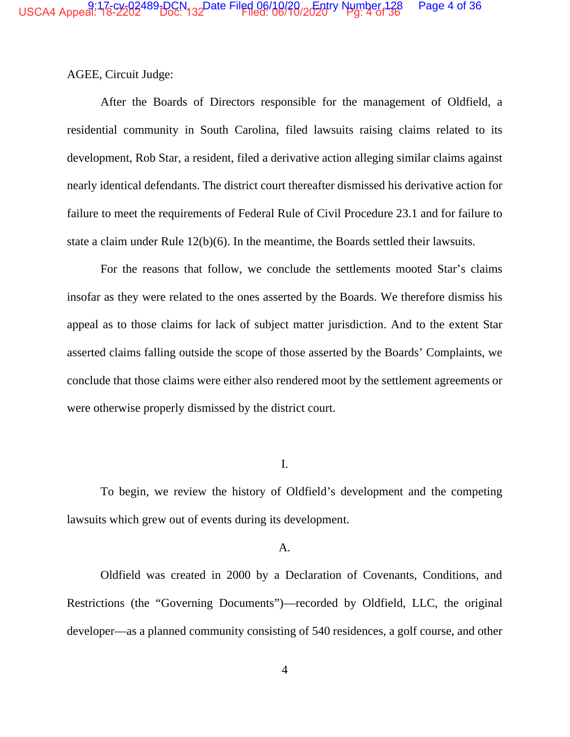AGEE, Circuit Judge:

After the Boards of Directors responsible for the management of Oldfield, a residential community in South Carolina, filed lawsuits raising claims related to its development, Rob Star, a resident, filed a derivative action alleging similar claims against nearly identical defendants. The district court thereafter dismissed his derivative action for failure to meet the requirements of Federal Rule of Civil Procedure 23.1 and for failure to state a claim under Rule 12(b)(6). In the meantime, the Boards settled their lawsuits.

For the reasons that follow, we conclude the settlements mooted Star's claims insofar as they were related to the ones asserted by the Boards. We therefore dismiss his appeal as to those claims for lack of subject matter jurisdiction. And to the extent Star asserted claims falling outside the scope of those asserted by the Boards' Complaints, we conclude that those claims were either also rendered moot by the settlement agreements or were otherwise properly dismissed by the district court.

## I.

To begin, we review the history of Oldfield's development and the competing lawsuits which grew out of events during its development.

### A.

Oldfield was created in 2000 by a Declaration of Covenants, Conditions, and Restrictions (the "Governing Documents")—recorded by Oldfield, LLC, the original developer—as a planned community consisting of 540 residences, a golf course, and other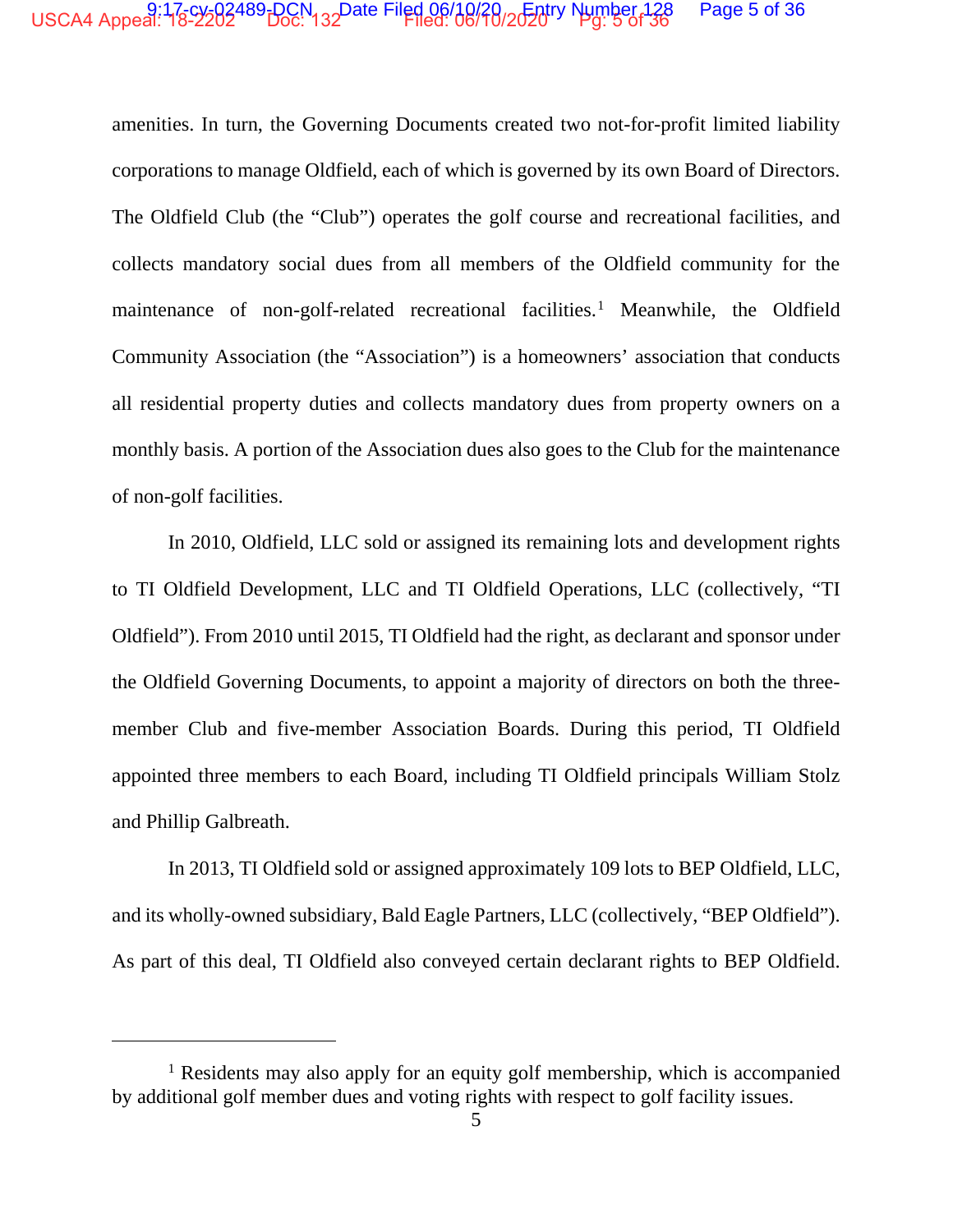amenities. In turn, the Governing Documents created two not-for-profit limited liability corporations to manage Oldfield, each of which is governed by its own Board of Directors. The Oldfield Club (the "Club") operates the golf course and recreational facilities, and collects mandatory social dues from all members of the Oldfield community for the maintenance of non-golf-related recreational facilities.[1] Meanwhile, the Oldfield Community Association (the "Association") is a homeowners' association that conducts all residential property duties and collects mandatory dues from property owners on a monthly basis. A portion of the Association dues also goes to the Club for the maintenance of non-golf facilities.

In 2010, Oldfield, LLC sold or assigned its remaining lots and development rights to TI Oldfield Development, LLC and TI Oldfield Operations, LLC (collectively, "TI Oldfield"). From 2010 until 2015, TI Oldfield had the right, as declarant and sponsor under the Oldfield Governing Documents, to appoint a majority of directors on both the three-member Club and five-member Association Boards. During this period, TI Oldfield appointed three members to each Board, including TI Oldfield principals William Stolz and Phillip Galbreath.

In 2013, TI Oldfield sold or assigned approximately 109 lots to BEP Oldfield, LLC, and its wholly-owned subsidiary, Bald Eagle Partners, LLC (collectively, "BEP Oldfield"). As part of this deal, TI Oldfield also conveyed certain declarant rights to BEP Oldfield.

[1] Residents may also apply for an equity golf membership, which is accompanied by additional golf member dues and voting rights with respect to golf facility issues.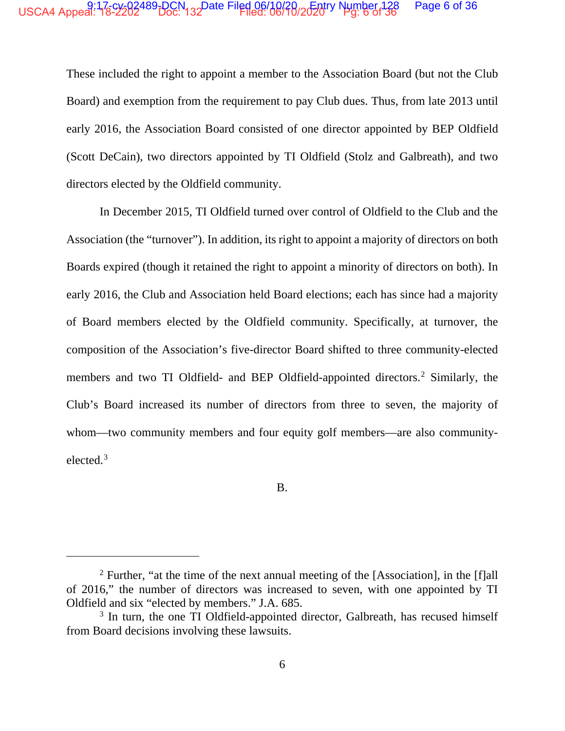These included the right to appoint a member to the Association Board (but not the Club Board) and exemption from the requirement to pay Club dues. Thus, from late 2013 until early 2016, the Association Board consisted of one director appointed by BEP Oldfield (Scott DeCain), two directors appointed by TI Oldfield (Stolz and Galbreath), and two directors elected by the Oldfield community.

In December 2015, TI Oldfield turned over control of Oldfield to the Club and the Association (the "turnover"). In addition, its right to appoint a majority of directors on both Boards expired (though it retained the right to appoint a minority of directors on both). In early 2016, the Club and Association held Board elections; each has since had a majority of Board members elected by the Oldfield community. Specifically, at turnover, the composition of the Association's five-director Board shifted to three community-elected members and two TI Oldfield- and BEP Oldfield-appointed directors.[2] Similarly, the Club's Board increased its number of directors from three to seven, the majority of whom—two community members and four equity golf members—are also community-elected.[3]

B.

---

[2] Further, "at the time of the next annual meeting of the [Association], in the [f]all of 2016," the number of directors was increased to seven, with one appointed by TI Oldfield and six "elected by members." J.A. 685.

[3] In turn, the one TI Oldfield-appointed director, Galbreath, has recused himself from Board decisions involving these lawsuits.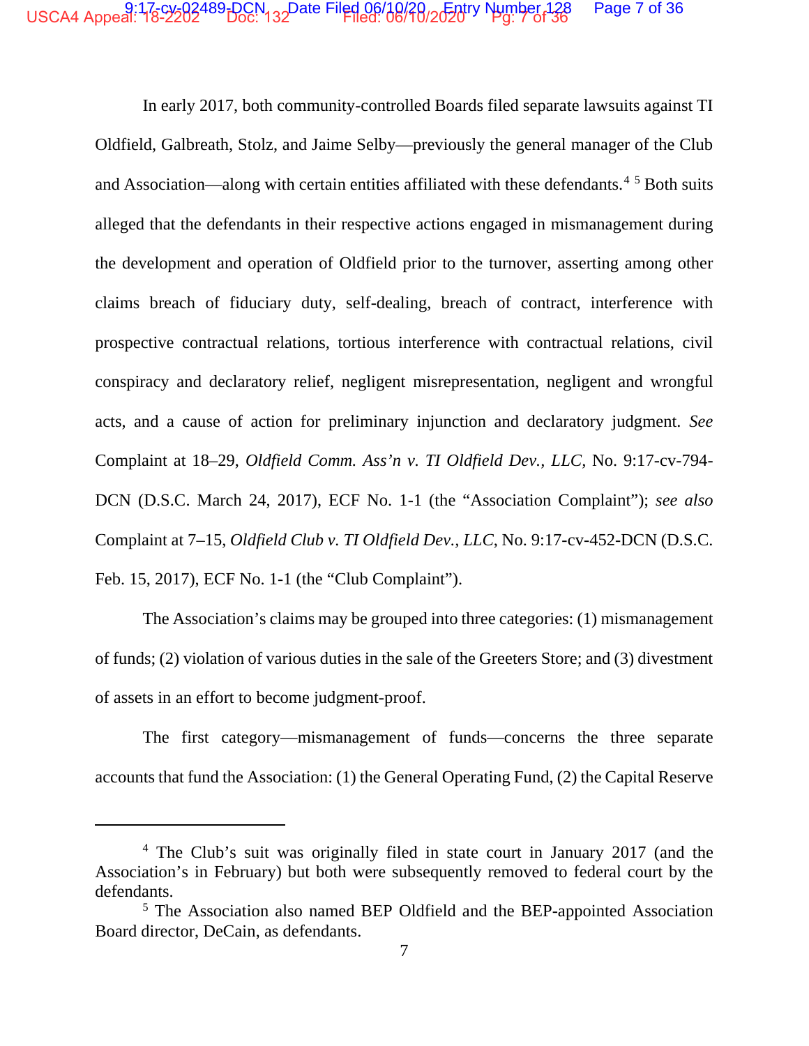In early 2017, both community-controlled Boards filed separate lawsuits against TI Oldfield, Galbreath, Stolz, and Jaime Selby—previously the general manager of the Club and Association—along with certain entities affiliated with these defendants.[4] [5] Both suits alleged that the defendants in their respective actions engaged in mismanagement during the development and operation of Oldfield prior to the turnover, asserting among other claims breach of fiduciary duty, self-dealing, breach of contract, interference with prospective contractual relations, tortious interference with contractual relations, civil conspiracy and declaratory relief, negligent misrepresentation, negligent and wrongful acts, and a cause of action for preliminary injunction and declaratory judgment. *See* Complaint at 18–29, *Oldfield Comm. Ass'n v. TI Oldfield Dev., LLC*, No. 9:17-cv-794-DCN (D.S.C. March 24, 2017), ECF No. 1-1 (the "Association Complaint"); *see also* Complaint at 7–15, *Oldfield Club v. TI Oldfield Dev., LLC*, No. 9:17-cv-452-DCN (D.S.C. Feb. 15, 2017), ECF No. 1-1 (the "Club Complaint").

The Association's claims may be grouped into three categories: (1) mismanagement of funds; (2) violation of various duties in the sale of the Greeters Store; and (3) divestment of assets in an effort to become judgment-proof.

The first category—mismanagement of funds—concerns the three separate accounts that fund the Association: (1) the General Operating Fund, (2) the Capital Reserve

---

[4] The Club's suit was originally filed in state court in January 2017 (and the Association's in February) but both were subsequently removed to federal court by the defendants.

[5] The Association also named BEP Oldfield and the BEP-appointed Association Board director, DeCain, as defendants.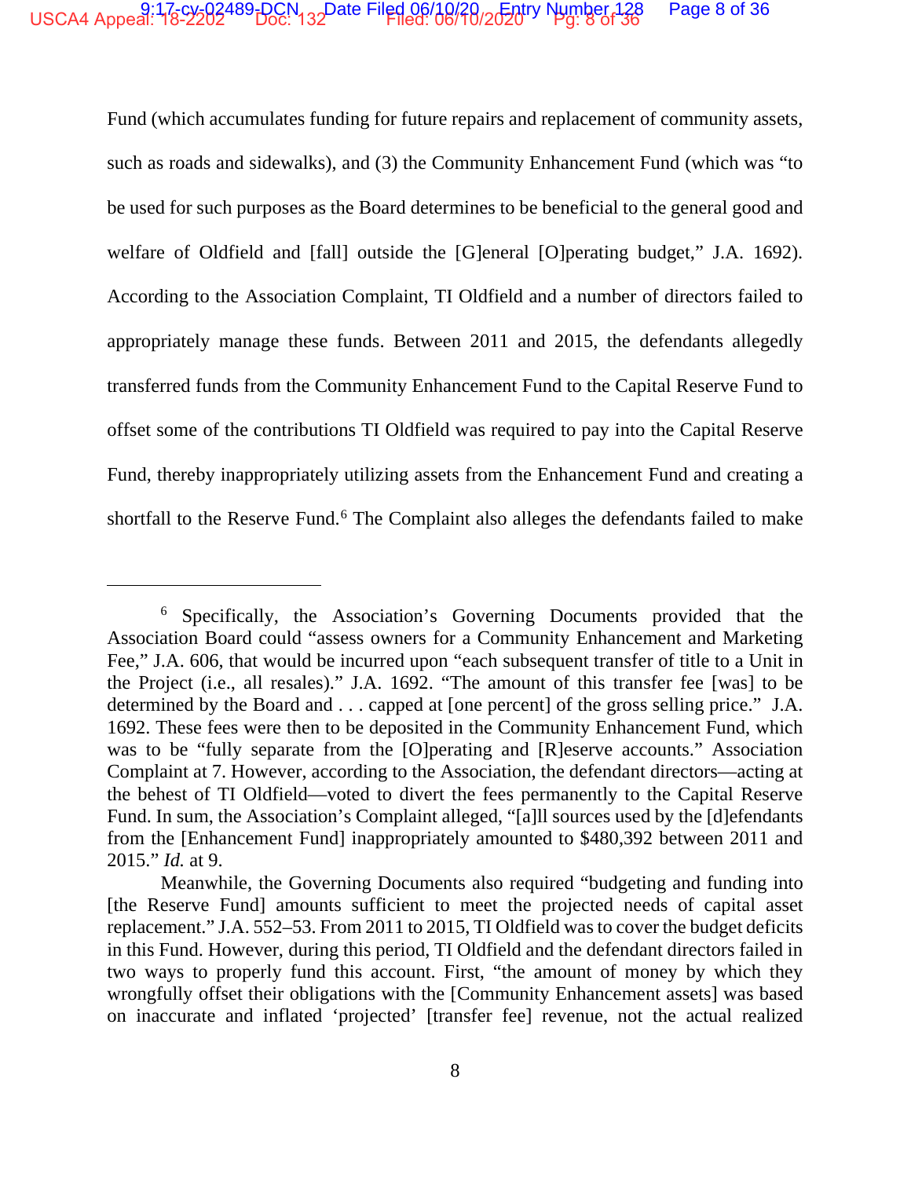Fund (which accumulates funding for future repairs and replacement of community assets, such as roads and sidewalks), and (3) the Community Enhancement Fund (which was "to be used for such purposes as the Board determines to be beneficial to the general good and welfare of Oldfield and [fall] outside the [G]eneral [O]perating budget," J.A. 1692). According to the Association Complaint, TI Oldfield and a number of directors failed to appropriately manage these funds. Between 2011 and 2015, the defendants allegedly transferred funds from the Community Enhancement Fund to the Capital Reserve Fund to offset some of the contributions TI Oldfield was required to pay into the Capital Reserve Fund, thereby inappropriately utilizing assets from the Enhancement Fund and creating a shortfall to the Reserve Fund.[6] The Complaint also alleges the defendants failed to make

---

[6] Specifically, the Association's Governing Documents provided that the Association Board could "assess owners for a Community Enhancement and Marketing Fee," J.A. 606, that would be incurred upon "each subsequent transfer of title to a Unit in the Project (i.e., all resales)." J.A. 1692. "The amount of this transfer fee [was] to be determined by the Board and . . . capped at [one percent] of the gross selling price." J.A. 1692. These fees were then to be deposited in the Community Enhancement Fund, which was to be "fully separate from the [O]perating and [R]eserve accounts." Association Complaint at 7. However, according to the Association, the defendant directors—acting at the behest of TI Oldfield—voted to divert the fees permanently to the Capital Reserve Fund. In sum, the Association's Complaint alleged, "[a]ll sources used by the [d]efendants from the [Enhancement Fund] inappropriately amounted to $480,392 between 2011 and 2015." *Id.* at 9.

Meanwhile, the Governing Documents also required "budgeting and funding into [the Reserve Fund] amounts sufficient to meet the projected needs of capital asset replacement." J.A. 552–53. From 2011 to 2015, TI Oldfield was to cover the budget deficits in this Fund. However, during this period, TI Oldfield and the defendant directors failed in two ways to properly fund this account. First, "the amount of money by which they wrongfully offset their obligations with the [Community Enhancement assets] was based on inaccurate and inflated 'projected' [transfer fee] revenue, not the actual realized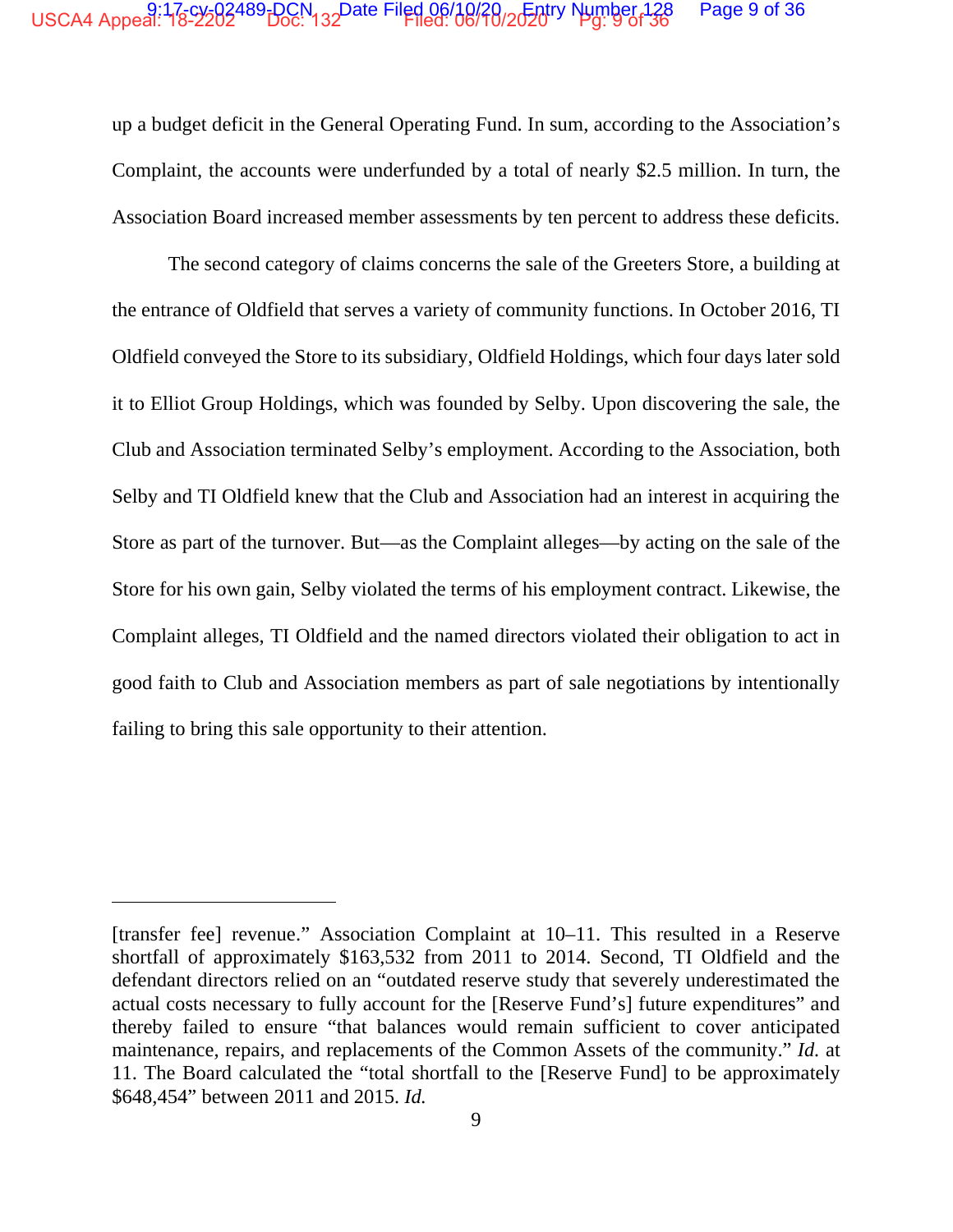up a budget deficit in the General Operating Fund. In sum, according to the Association's Complaint, the accounts were underfunded by a total of nearly $2.5 million. In turn, the Association Board increased member assessments by ten percent to address these deficits.

The second category of claims concerns the sale of the Greeters Store, a building at the entrance of Oldfield that serves a variety of community functions. In October 2016, TI Oldfield conveyed the Store to its subsidiary, Oldfield Holdings, which four days later sold it to Elliot Group Holdings, which was founded by Selby. Upon discovering the sale, the Club and Association terminated Selby's employment. According to the Association, both Selby and TI Oldfield knew that the Club and Association had an interest in acquiring the Store as part of the turnover. But—as the Complaint alleges—by acting on the sale of the Store for his own gain, Selby violated the terms of his employment contract. Likewise, the Complaint alleges, TI Oldfield and the named directors violated their obligation to act in good faith to Club and Association members as part of sale negotiations by intentionally failing to bring this sale opportunity to their attention.

---

[transfer fee] revenue." Association Complaint at 10–11. This resulted in a Reserve shortfall of approximately $163,532 from 2011 to 2014. Second, TI Oldfield and the defendant directors relied on an "outdated reserve study that severely underestimated the actual costs necessary to fully account for the [Reserve Fund's] future expenditures" and thereby failed to ensure "that balances would remain sufficient to cover anticipated maintenance, repairs, and replacements of the Common Assets of the community." *Id.* at 11. The Board calculated the "total shortfall to the [Reserve Fund] to be approximately $648,454" between 2011 and 2015. *Id.*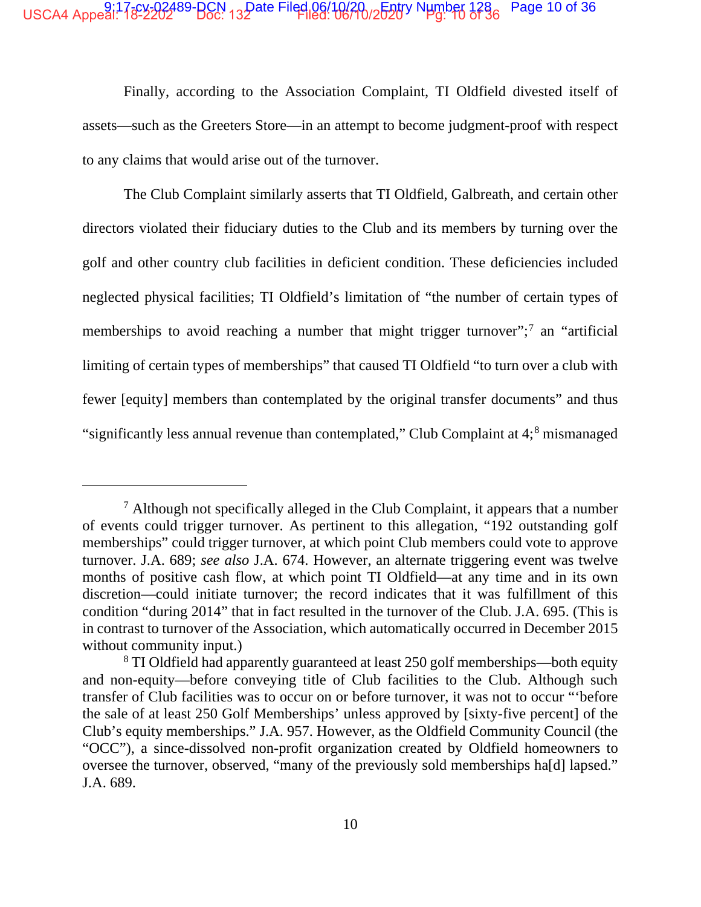Finally, according to the Association Complaint, TI Oldfield divested itself of assets—such as the Greeters Store—in an attempt to become judgment-proof with respect to any claims that would arise out of the turnover.

The Club Complaint similarly asserts that TI Oldfield, Galbreath, and certain other directors violated their fiduciary duties to the Club and its members by turning over the golf and other country club facilities in deficient condition. These deficiencies included neglected physical facilities; TI Oldfield's limitation of "the number of certain types of memberships to avoid reaching a number that might trigger turnover";[7] an "artificial limiting of certain types of memberships" that caused TI Oldfield "to turn over a club with fewer [equity] members than contemplated by the original transfer documents" and thus "significantly less annual revenue than contemplated," Club Complaint at 4;[8] mismanaged

---

[7] Although not specifically alleged in the Club Complaint, it appears that a number of events could trigger turnover. As pertinent to this allegation, "192 outstanding golf memberships" could trigger turnover, at which point Club members could vote to approve turnover. J.A. 689; *see also* J.A. 674. However, an alternate triggering event was twelve months of positive cash flow, at which point TI Oldfield—at any time and in its own discretion—could initiate turnover; the record indicates that it was fulfillment of this condition "during 2014" that in fact resulted in the turnover of the Club. J.A. 695. (This is in contrast to turnover of the Association, which automatically occurred in December 2015 without community input.)

[8] TI Oldfield had apparently guaranteed at least 250 golf memberships—both equity and non-equity—before conveying title of Club facilities to the Club. Although such transfer of Club facilities was to occur on or before turnover, it was not to occur "'before the sale of at least 250 Golf Memberships' unless approved by [sixty-five percent] of the Club's equity memberships." J.A. 957. However, as the Oldfield Community Council (the "OCC"), a since-dissolved non-profit organization created by Oldfield homeowners to oversee the turnover, observed, "many of the previously sold memberships ha[d] lapsed." J.A. 689.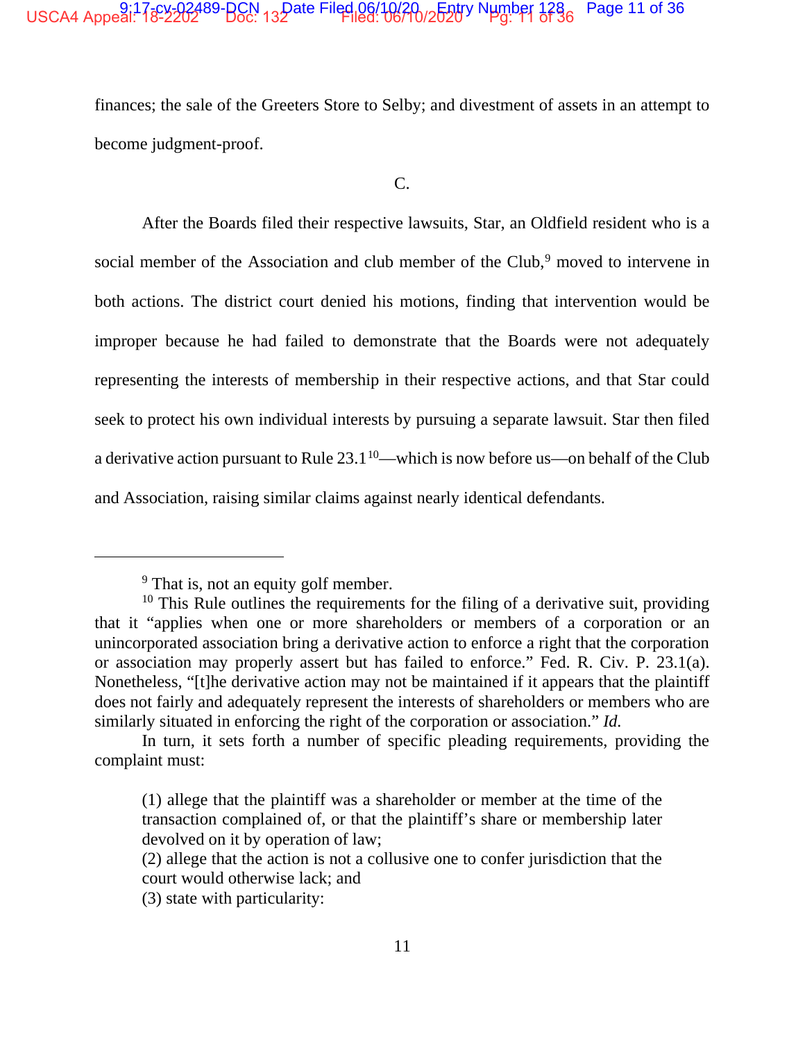finances; the sale of the Greeters Store to Selby; and divestment of assets in an attempt to become judgment-proof.

C.

After the Boards filed their respective lawsuits, Star, an Oldfield resident who is a social member of the Association and club member of the Club,[9] moved to intervene in both actions. The district court denied his motions, finding that intervention would be improper because he had failed to demonstrate that the Boards were not adequately representing the interests of membership in their respective actions, and that Star could seek to protect his own individual interests by pursuing a separate lawsuit. Star then filed a derivative action pursuant to Rule 23.1[10]—which is now before us—on behalf of the Club and Association, raising similar claims against nearly identical defendants.

---

[9] That is, not an equity golf member.

[10] This Rule outlines the requirements for the filing of a derivative suit, providing that it "applies when one or more shareholders or members of a corporation or an unincorporated association bring a derivative action to enforce a right that the corporation or association may properly assert but has failed to enforce." Fed. R. Civ. P. 23.1(a). Nonetheless, "[t]he derivative action may not be maintained if it appears that the plaintiff does not fairly and adequately represent the interests of shareholders or members who are similarly situated in enforcing the right of the corporation or association." *Id.*

In turn, it sets forth a number of specific pleading requirements, providing the complaint must:

> (1) allege that the plaintiff was a shareholder or member at the time of the transaction complained of, or that the plaintiff's share or membership later devolved on it by operation of law;
> (2) allege that the action is not a collusive one to confer jurisdiction that the court would otherwise lack; and
> (3) state with particularity: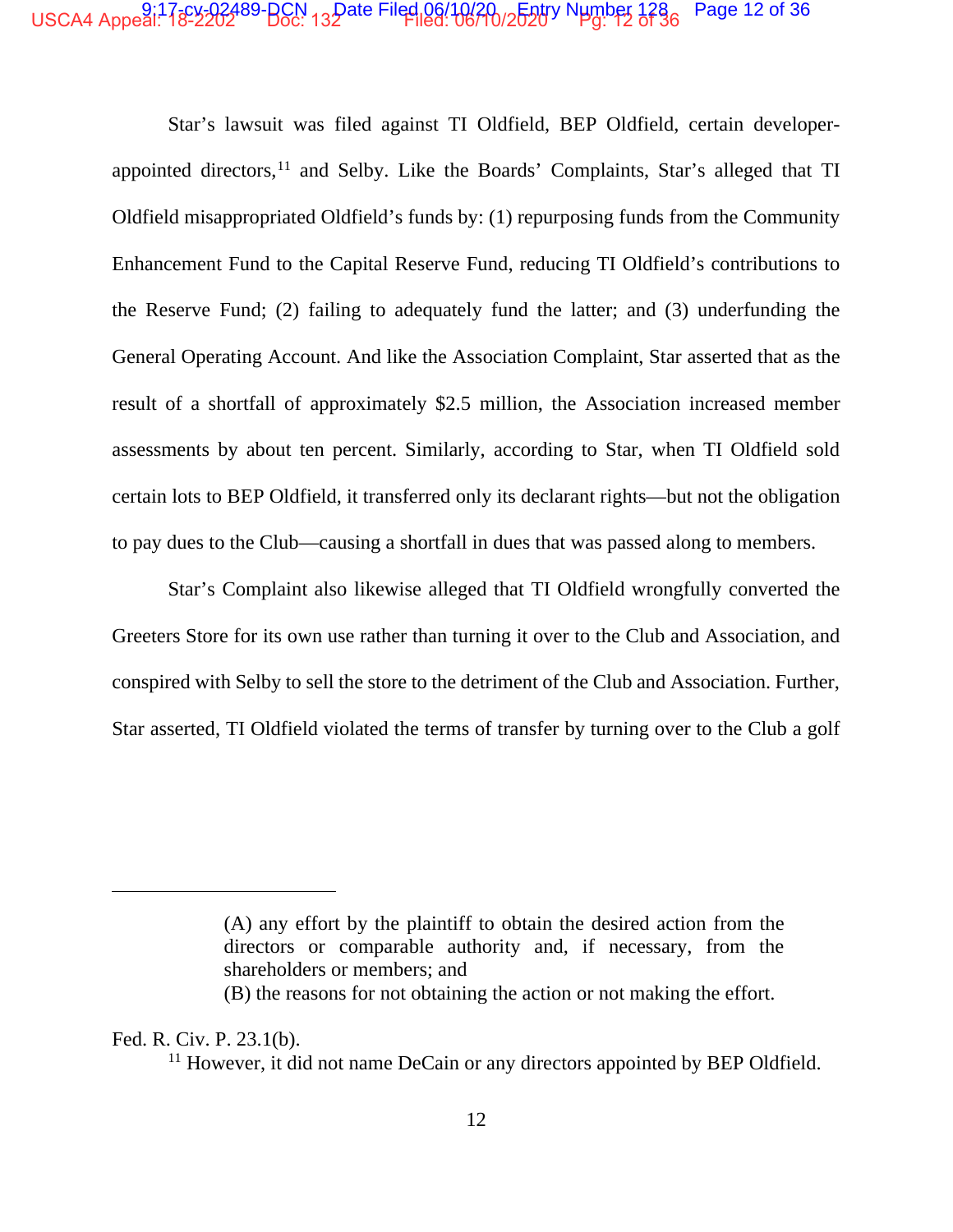Star's lawsuit was filed against TI Oldfield, BEP Oldfield, certain developer-appointed directors,[11] and Selby. Like the Boards' Complaints, Star's alleged that TI Oldfield misappropriated Oldfield's funds by: (1) repurposing funds from the Community Enhancement Fund to the Capital Reserve Fund, reducing TI Oldfield's contributions to the Reserve Fund; (2) failing to adequately fund the latter; and (3) underfunding the General Operating Account. And like the Association Complaint, Star asserted that as the result of a shortfall of approximately $2.5 million, the Association increased member assessments by about ten percent. Similarly, according to Star, when TI Oldfield sold certain lots to BEP Oldfield, it transferred only its declarant rights—but not the obligation to pay dues to the Club—causing a shortfall in dues that was passed along to members.

Star's Complaint also likewise alleged that TI Oldfield wrongfully converted the Greeters Store for its own use rather than turning it over to the Club and Association, and conspired with Selby to sell the store to the detriment of the Club and Association. Further, Star asserted, TI Oldfield violated the terms of transfer by turning over to the Club a golf

---

> (A) any effort by the plaintiff to obtain the desired action from the directors or comparable authority and, if necessary, from the shareholders or members; and
>
> (B) the reasons for not obtaining the action or not making the effort.

Fed. R. Civ. P. 23.1(b).

[11] However, it did not name DeCain or any directors appointed by BEP Oldfield.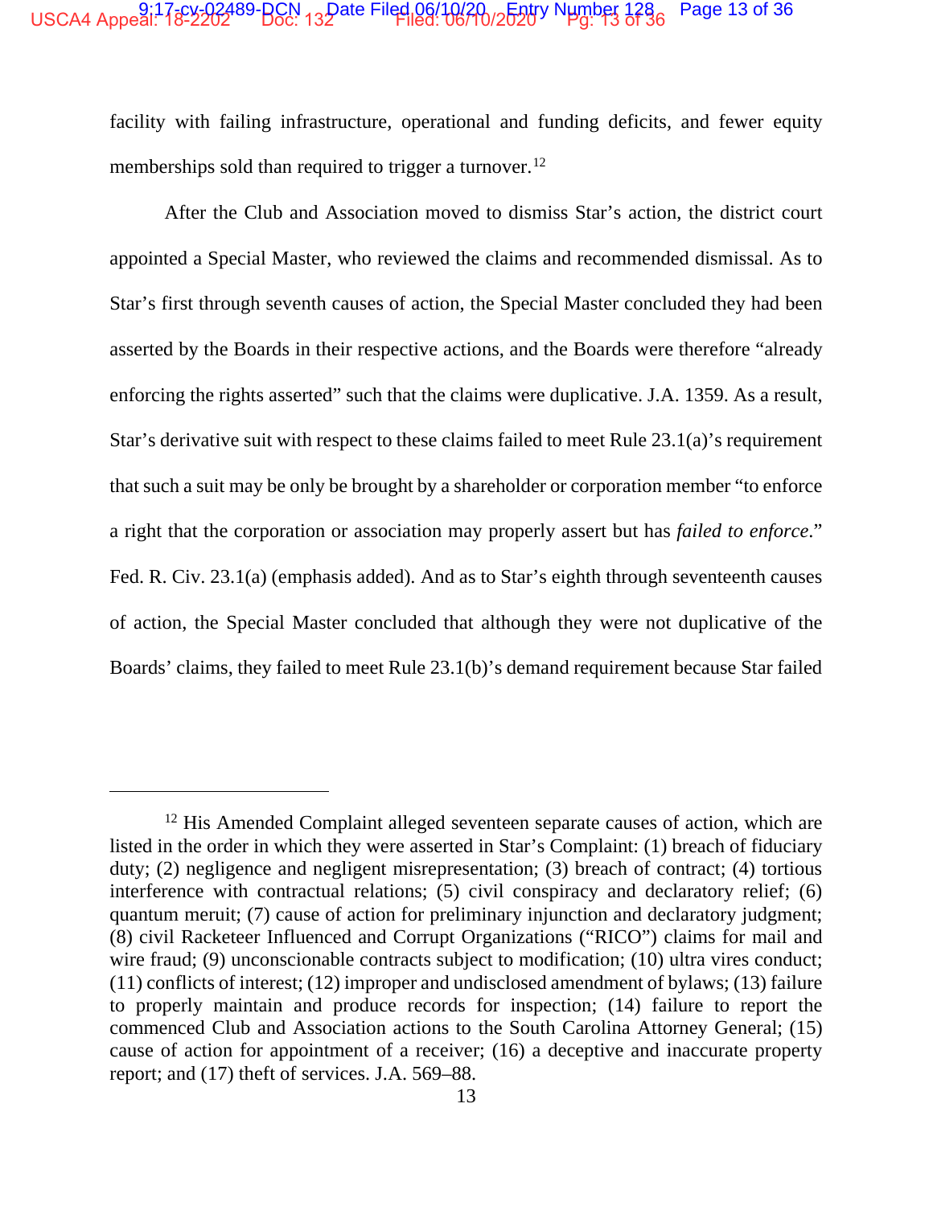facility with failing infrastructure, operational and funding deficits, and fewer equity memberships sold than required to trigger a turnover.[12]

After the Club and Association moved to dismiss Star's action, the district court appointed a Special Master, who reviewed the claims and recommended dismissal. As to Star's first through seventh causes of action, the Special Master concluded they had been asserted by the Boards in their respective actions, and the Boards were therefore "already enforcing the rights asserted" such that the claims were duplicative. J.A. 1359. As a result, Star's derivative suit with respect to these claims failed to meet Rule 23.1(a)'s requirement that such a suit may be only be brought by a shareholder or corporation member "to enforce a right that the corporation or association may properly assert but has *failed to enforce*." Fed. R. Civ. 23.1(a) (emphasis added). And as to Star's eighth through seventeenth causes of action, the Special Master concluded that although they were not duplicative of the Boards' claims, they failed to meet Rule 23.1(b)'s demand requirement because Star failed

---

[12] His Amended Complaint alleged seventeen separate causes of action, which are listed in the order in which they were asserted in Star's Complaint: (1) breach of fiduciary duty; (2) negligence and negligent misrepresentation; (3) breach of contract; (4) tortious interference with contractual relations; (5) civil conspiracy and declaratory relief; (6) quantum meruit; (7) cause of action for preliminary injunction and declaratory judgment; (8) civil Racketeer Influenced and Corrupt Organizations ("RICO") claims for mail and wire fraud; (9) unconscionable contracts subject to modification; (10) ultra vires conduct; (11) conflicts of interest; (12) improper and undisclosed amendment of bylaws; (13) failure to properly maintain and produce records for inspection; (14) failure to report the commenced Club and Association actions to the South Carolina Attorney General; (15) cause of action for appointment of a receiver; (16) a deceptive and inaccurate property report; and (17) theft of services. J.A. 569–88.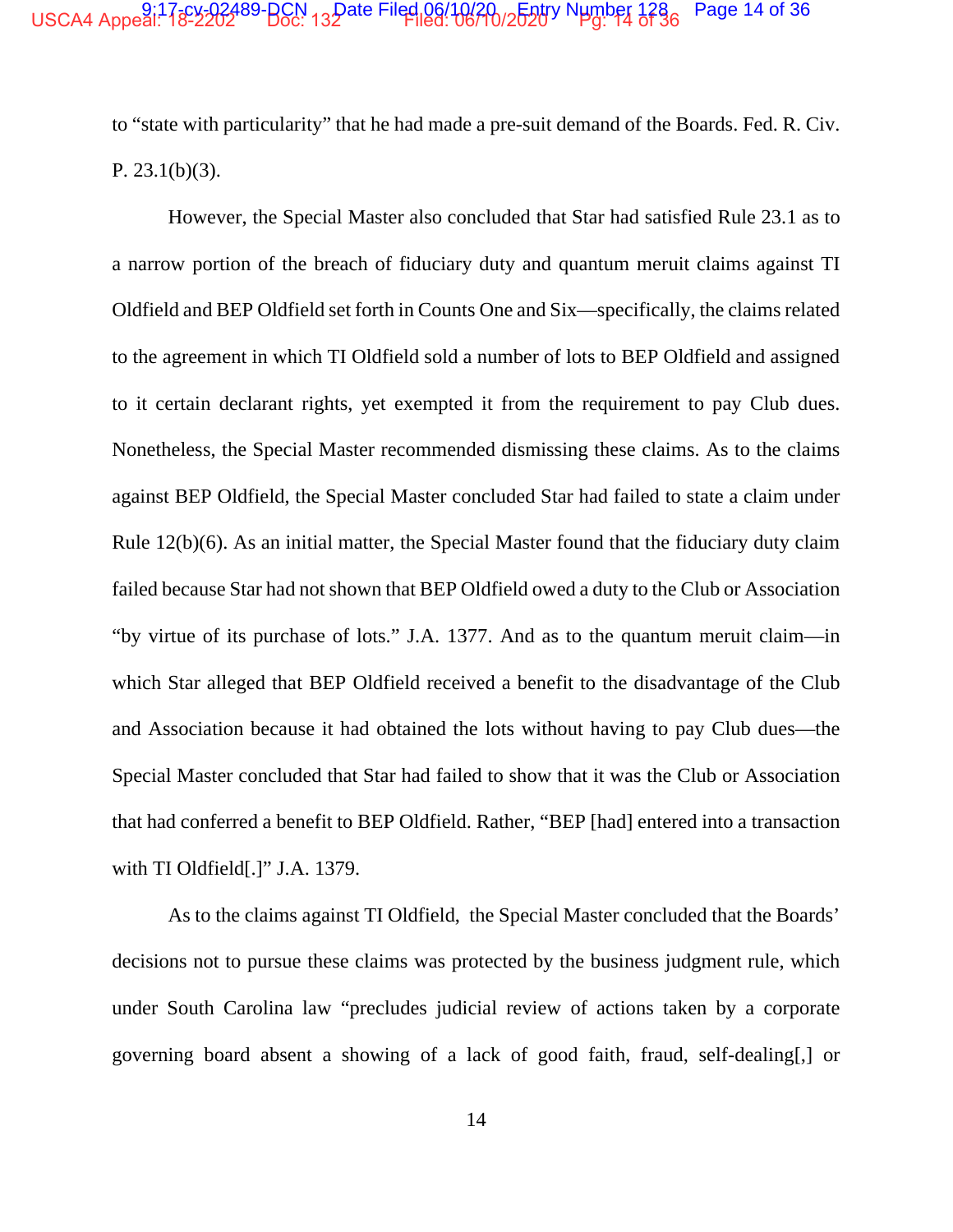to "state with particularity" that he had made a pre-suit demand of the Boards. Fed. R. Civ. P. 23.1(b)(3).

However, the Special Master also concluded that Star had satisfied Rule 23.1 as to a narrow portion of the breach of fiduciary duty and quantum meruit claims against TI Oldfield and BEP Oldfield set forth in Counts One and Six—specifically, the claims related to the agreement in which TI Oldfield sold a number of lots to BEP Oldfield and assigned to it certain declarant rights, yet exempted it from the requirement to pay Club dues. Nonetheless, the Special Master recommended dismissing these claims. As to the claims against BEP Oldfield, the Special Master concluded Star had failed to state a claim under Rule 12(b)(6). As an initial matter, the Special Master found that the fiduciary duty claim failed because Star had not shown that BEP Oldfield owed a duty to the Club or Association "by virtue of its purchase of lots." J.A. 1377. And as to the quantum meruit claim—in which Star alleged that BEP Oldfield received a benefit to the disadvantage of the Club and Association because it had obtained the lots without having to pay Club dues—the Special Master concluded that Star had failed to show that it was the Club or Association that had conferred a benefit to BEP Oldfield. Rather, "BEP [had] entered into a transaction with TI Oldfield[.]" J.A. 1379.

As to the claims against TI Oldfield, the Special Master concluded that the Boards' decisions not to pursue these claims was protected by the business judgment rule, which under South Carolina law "precludes judicial review of actions taken by a corporate governing board absent a showing of a lack of good faith, fraud, self-dealing[,] or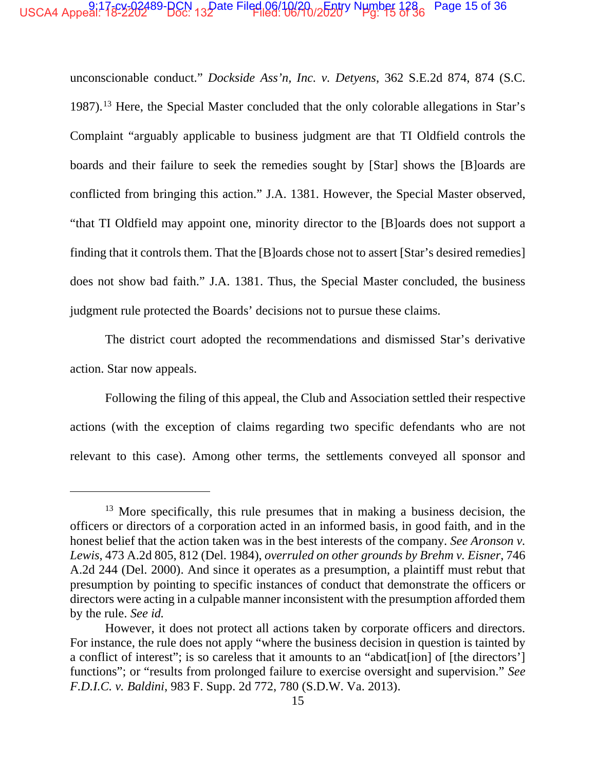unconscionable conduct." *Dockside Ass'n, Inc. v. Detyens*, 362 S.E.2d 874, 874 (S.C. 1987).[13] Here, the Special Master concluded that the only colorable allegations in Star's Complaint "arguably applicable to business judgment are that TI Oldfield controls the boards and their failure to seek the remedies sought by [Star] shows the [B]oards are conflicted from bringing this action." J.A. 1381. However, the Special Master observed, "that TI Oldfield may appoint one, minority director to the [B]oards does not support a finding that it controls them. That the [B]oards chose not to assert [Star's desired remedies] does not show bad faith." J.A. 1381. Thus, the Special Master concluded, the business judgment rule protected the Boards' decisions not to pursue these claims.

The district court adopted the recommendations and dismissed Star's derivative action. Star now appeals.

Following the filing of this appeal, the Club and Association settled their respective actions (with the exception of claims regarding two specific defendants who are not relevant to this case). Among other terms, the settlements conveyed all sponsor and

---

[13] More specifically, this rule presumes that in making a business decision, the officers or directors of a corporation acted in an informed basis, in good faith, and in the honest belief that the action taken was in the best interests of the company. *See Aronson v. Lewis*, 473 A.2d 805, 812 (Del. 1984), *overruled on other grounds by Brehm v. Eisner*, 746 A.2d 244 (Del. 2000). And since it operates as a presumption, a plaintiff must rebut that presumption by pointing to specific instances of conduct that demonstrate the officers or directors were acting in a culpable manner inconsistent with the presumption afforded them by the rule. *See id.*

However, it does not protect all actions taken by corporate officers and directors. For instance, the rule does not apply "where the business decision in question is tainted by a conflict of interest"; is so careless that it amounts to an "abdicat[ion] of [the directors'] functions"; or "results from prolonged failure to exercise oversight and supervision." *See F.D.I.C. v. Baldini*, 983 F. Supp. 2d 772, 780 (S.D.W. Va. 2013).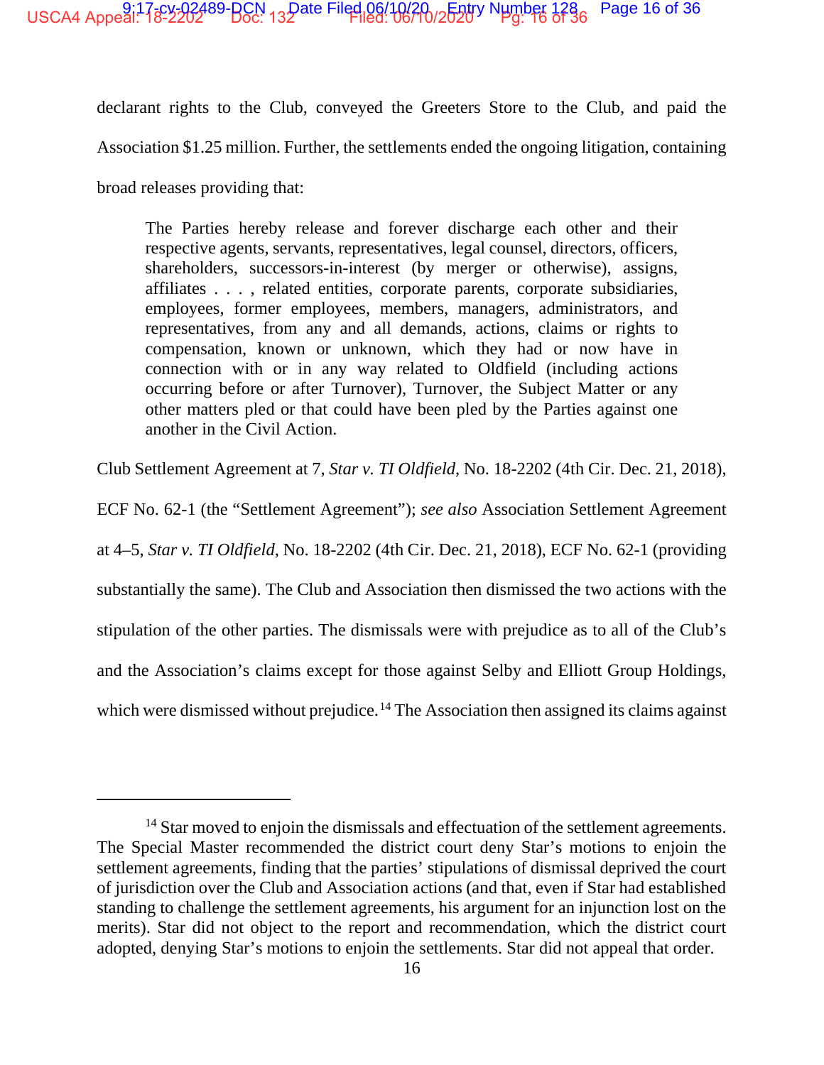declarant rights to the Club, conveyed the Greeters Store to the Club, and paid the Association $1.25 million. Further, the settlements ended the ongoing litigation, containing broad releases providing that:

> The Parties hereby release and forever discharge each other and their respective agents, servants, representatives, legal counsel, directors, officers, shareholders, successors-in-interest (by merger or otherwise), assigns, affiliates . . . , related entities, corporate parents, corporate subsidiaries, employees, former employees, members, managers, administrators, and representatives, from any and all demands, actions, claims or rights to compensation, known or unknown, which they had or now have in connection with or in any way related to Oldfield (including actions occurring before or after Turnover), Turnover, the Subject Matter or any other matters pled or that could have been pled by the Parties against one another in the Civil Action.

Club Settlement Agreement at 7, *Star v. TI Oldfield*, No. 18-2202 (4th Cir. Dec. 21, 2018), ECF No. 62-1 (the "Settlement Agreement"); *see also* Association Settlement Agreement at 4–5, *Star v. TI Oldfield*, No. 18-2202 (4th Cir. Dec. 21, 2018), ECF No. 62-1 (providing substantially the same). The Club and Association then dismissed the two actions with the stipulation of the other parties. The dismissals were with prejudice as to all of the Club's and the Association's claims except for those against Selby and Elliott Group Holdings, which were dismissed without prejudice.[14] The Association then assigned its claims against

---

[14] Star moved to enjoin the dismissals and effectuation of the settlement agreements. The Special Master recommended the district court deny Star's motions to enjoin the settlement agreements, finding that the parties' stipulations of dismissal deprived the court of jurisdiction over the Club and Association actions (and that, even if Star had established standing to challenge the settlement agreements, his argument for an injunction lost on the merits). Star did not object to the report and recommendation, which the district court adopted, denying Star's motions to enjoin the settlements. Star did not appeal that order.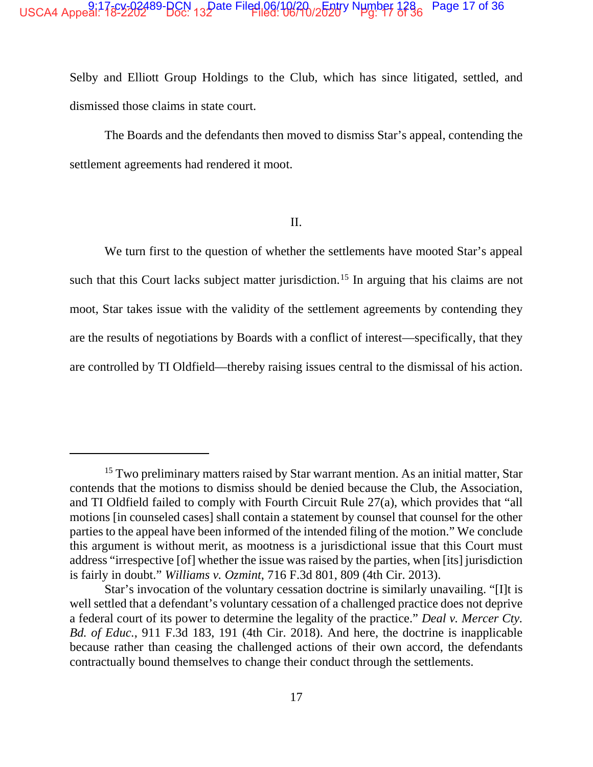Selby and Elliott Group Holdings to the Club, which has since litigated, settled, and dismissed those claims in state court.

The Boards and the defendants then moved to dismiss Star's appeal, contending the settlement agreements had rendered it moot.

## II.

We turn first to the question of whether the settlements have mooted Star's appeal such that this Court lacks subject matter jurisdiction.[15] In arguing that his claims are not moot, Star takes issue with the validity of the settlement agreements by contending they are the results of negotiations by Boards with a conflict of interest—specifically, that they are controlled by TI Oldfield—thereby raising issues central to the dismissal of his action.

---

[15] Two preliminary matters raised by Star warrant mention. As an initial matter, Star contends that the motions to dismiss should be denied because the Club, the Association, and TI Oldfield failed to comply with Fourth Circuit Rule 27(a), which provides that "all motions [in counseled cases] shall contain a statement by counsel that counsel for the other parties to the appeal have been informed of the intended filing of the motion." We conclude this argument is without merit, as mootness is a jurisdictional issue that this Court must address "irrespective [of] whether the issue was raised by the parties, when [its] jurisdiction is fairly in doubt." *Williams v. Ozmint*, 716 F.3d 801, 809 (4th Cir. 2013).

Star's invocation of the voluntary cessation doctrine is similarly unavailing. "[I]t is well settled that a defendant's voluntary cessation of a challenged practice does not deprive a federal court of its power to determine the legality of the practice." *Deal v. Mercer Cty. Bd. of Educ.*, 911 F.3d 183, 191 (4th Cir. 2018). And here, the doctrine is inapplicable because rather than ceasing the challenged actions of their own accord, the defendants contractually bound themselves to change their conduct through the settlements.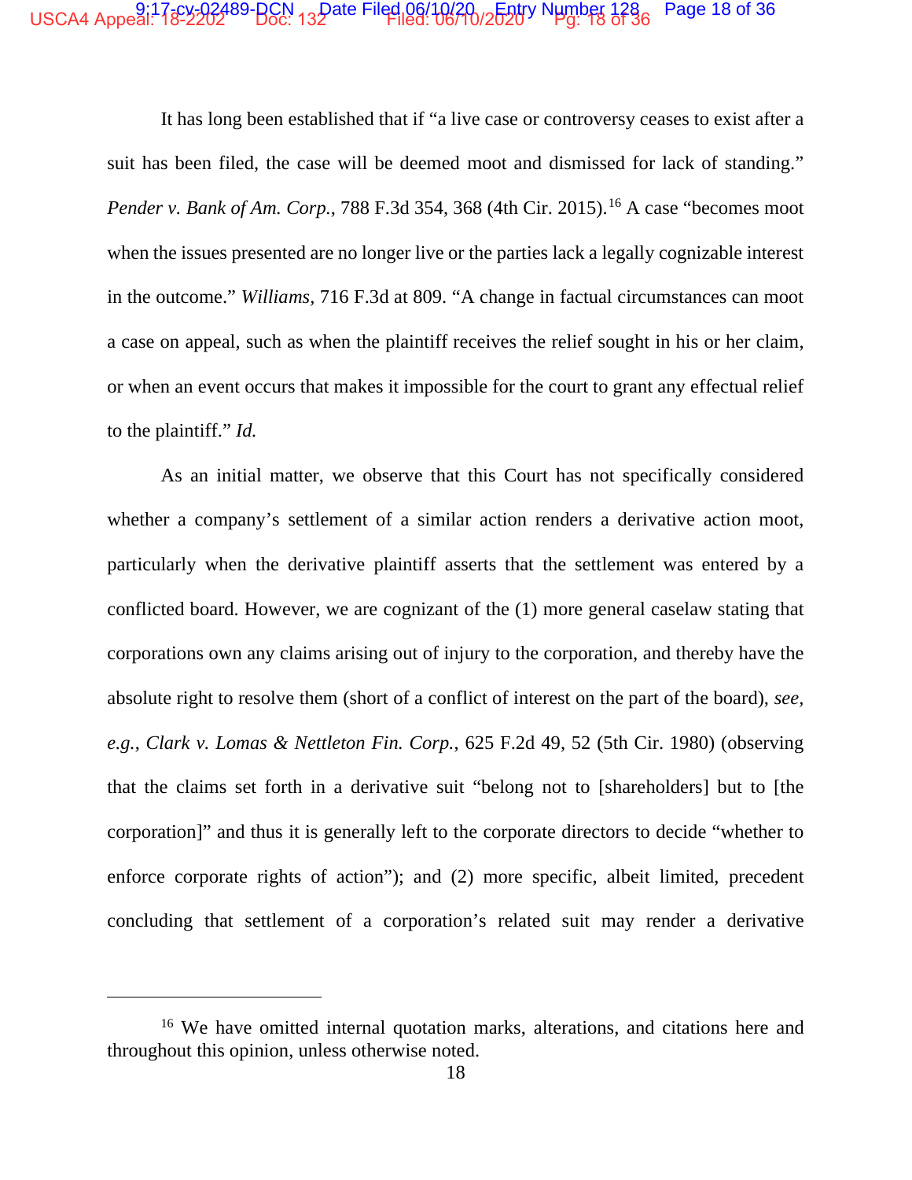It has long been established that if "a live case or controversy ceases to exist after a suit has been filed, the case will be deemed moot and dismissed for lack of standing." *Pender v. Bank of Am. Corp.*, 788 F.3d 354, 368 (4th Cir. 2015).[16] A case "becomes moot when the issues presented are no longer live or the parties lack a legally cognizable interest in the outcome." *Williams*, 716 F.3d at 809. "A change in factual circumstances can moot a case on appeal, such as when the plaintiff receives the relief sought in his or her claim, or when an event occurs that makes it impossible for the court to grant any effectual relief to the plaintiff." *Id.*

As an initial matter, we observe that this Court has not specifically considered whether a company's settlement of a similar action renders a derivative action moot, particularly when the derivative plaintiff asserts that the settlement was entered by a conflicted board. However, we are cognizant of the (1) more general caselaw stating that corporations own any claims arising out of injury to the corporation, and thereby have the absolute right to resolve them (short of a conflict of interest on the part of the board), *see, e.g.*, *Clark v. Lomas & Nettleton Fin. Corp.*, 625 F.2d 49, 52 (5th Cir. 1980) (observing that the claims set forth in a derivative suit "belong not to [shareholders] but to [the corporation]" and thus it is generally left to the corporate directors to decide "whether to enforce corporate rights of action"); and (2) more specific, albeit limited, precedent concluding that settlement of a corporation's related suit may render a derivative

---

[16] We have omitted internal quotation marks, alterations, and citations here and throughout this opinion, unless otherwise noted.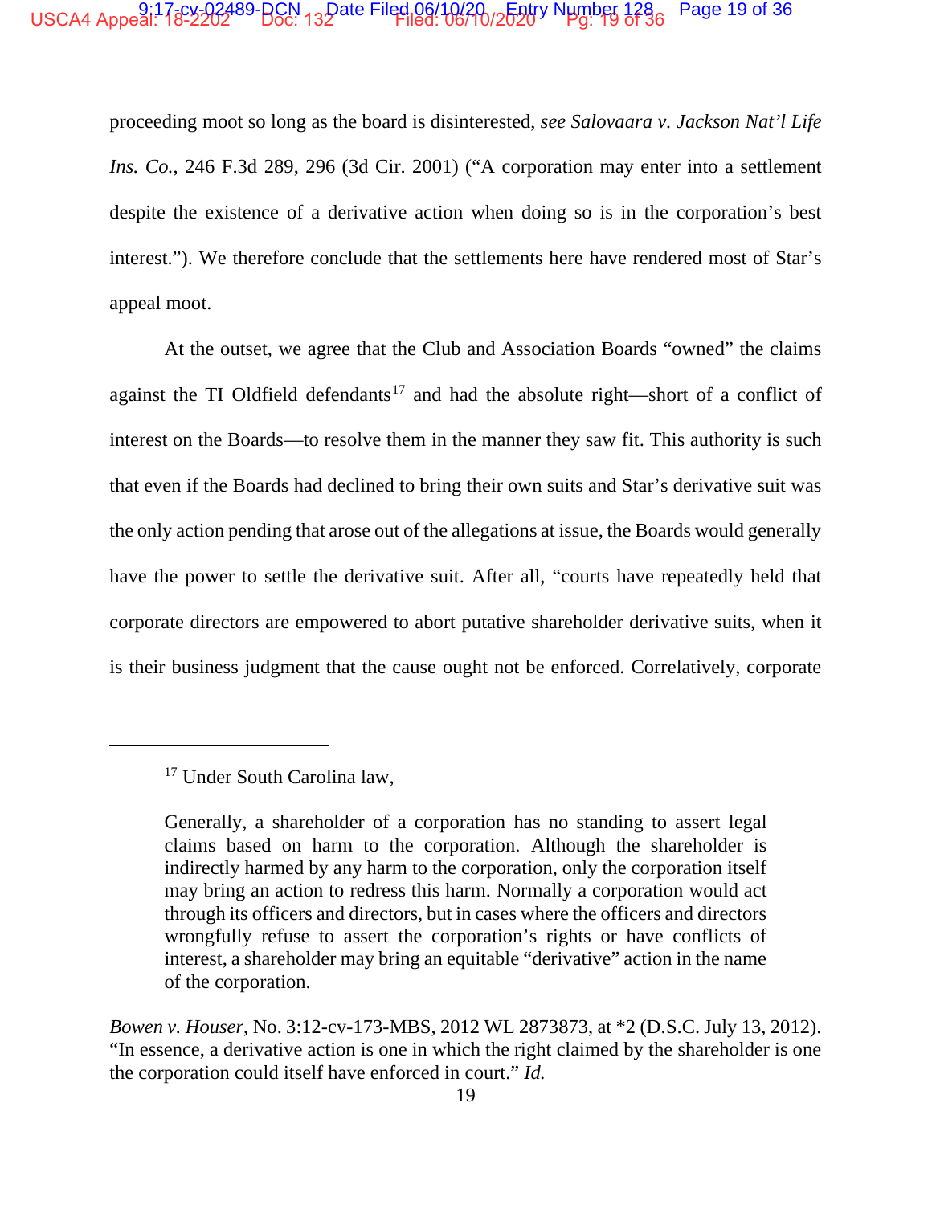proceeding moot so long as the board is disinterested, *see Salovaara v. Jackson Nat'l Life Ins. Co.*, 246 F.3d 289, 296 (3d Cir. 2001) ("A corporation may enter into a settlement despite the existence of a derivative action when doing so is in the corporation's best interest."). We therefore conclude that the settlements here have rendered most of Star's appeal moot.

At the outset, we agree that the Club and Association Boards "owned" the claims against the TI Oldfield defendants[17] and had the absolute right—short of a conflict of interest on the Boards—to resolve them in the manner they saw fit. This authority is such that even if the Boards had declined to bring their own suits and Star's derivative suit was the only action pending that arose out of the allegations at issue, the Boards would generally have the power to settle the derivative suit. After all, "courts have repeatedly held that corporate directors are empowered to abort putative shareholder derivative suits, when it is their business judgment that the cause ought not be enforced. Correlatively, corporate

---

[17] Under South Carolina law,

> Generally, a shareholder of a corporation has no standing to assert legal claims based on harm to the corporation. Although the shareholder is indirectly harmed by any harm to the corporation, only the corporation itself may bring an action to redress this harm. Normally a corporation would act through its officers and directors, but in cases where the officers and directors wrongfully refuse to assert the corporation's rights or have conflicts of interest, a shareholder may bring an equitable "derivative" action in the name of the corporation.

*Bowen v. Houser*, No. 3:12-cv-173-MBS, 2012 WL 2873873, at *2 (D.S.C. July 13, 2012). "In essence, a derivative action is one in which the right claimed by the shareholder is one the corporation could itself have enforced in court." *Id.*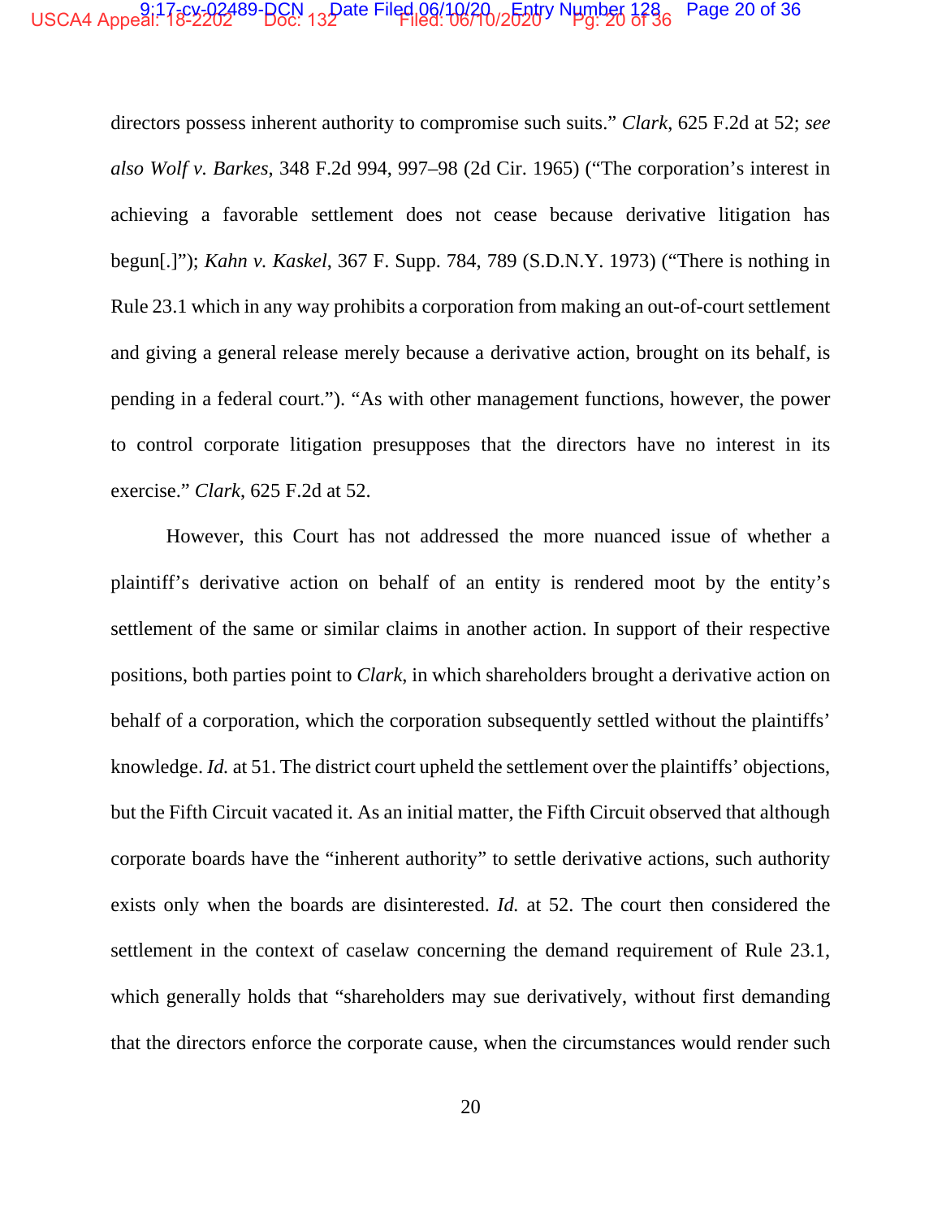directors possess inherent authority to compromise such suits." *Clark*, 625 F.2d at 52; *see also Wolf v. Barkes*, 348 F.2d 994, 997–98 (2d Cir. 1965) ("The corporation's interest in achieving a favorable settlement does not cease because derivative litigation has begun[.]"); *Kahn v. Kaskel*, 367 F. Supp. 784, 789 (S.D.N.Y. 1973) ("There is nothing in Rule 23.1 which in any way prohibits a corporation from making an out-of-court settlement and giving a general release merely because a derivative action, brought on its behalf, is pending in a federal court."). "As with other management functions, however, the power to control corporate litigation presupposes that the directors have no interest in its exercise." *Clark*, 625 F.2d at 52.

However, this Court has not addressed the more nuanced issue of whether a plaintiff's derivative action on behalf of an entity is rendered moot by the entity's settlement of the same or similar claims in another action. In support of their respective positions, both parties point to *Clark*, in which shareholders brought a derivative action on behalf of a corporation, which the corporation subsequently settled without the plaintiffs' knowledge. *Id.* at 51. The district court upheld the settlement over the plaintiffs' objections, but the Fifth Circuit vacated it. As an initial matter, the Fifth Circuit observed that although corporate boards have the "inherent authority" to settle derivative actions, such authority exists only when the boards are disinterested. *Id.* at 52. The court then considered the settlement in the context of caselaw concerning the demand requirement of Rule 23.1, which generally holds that "shareholders may sue derivatively, without first demanding that the directors enforce the corporate cause, when the circumstances would render such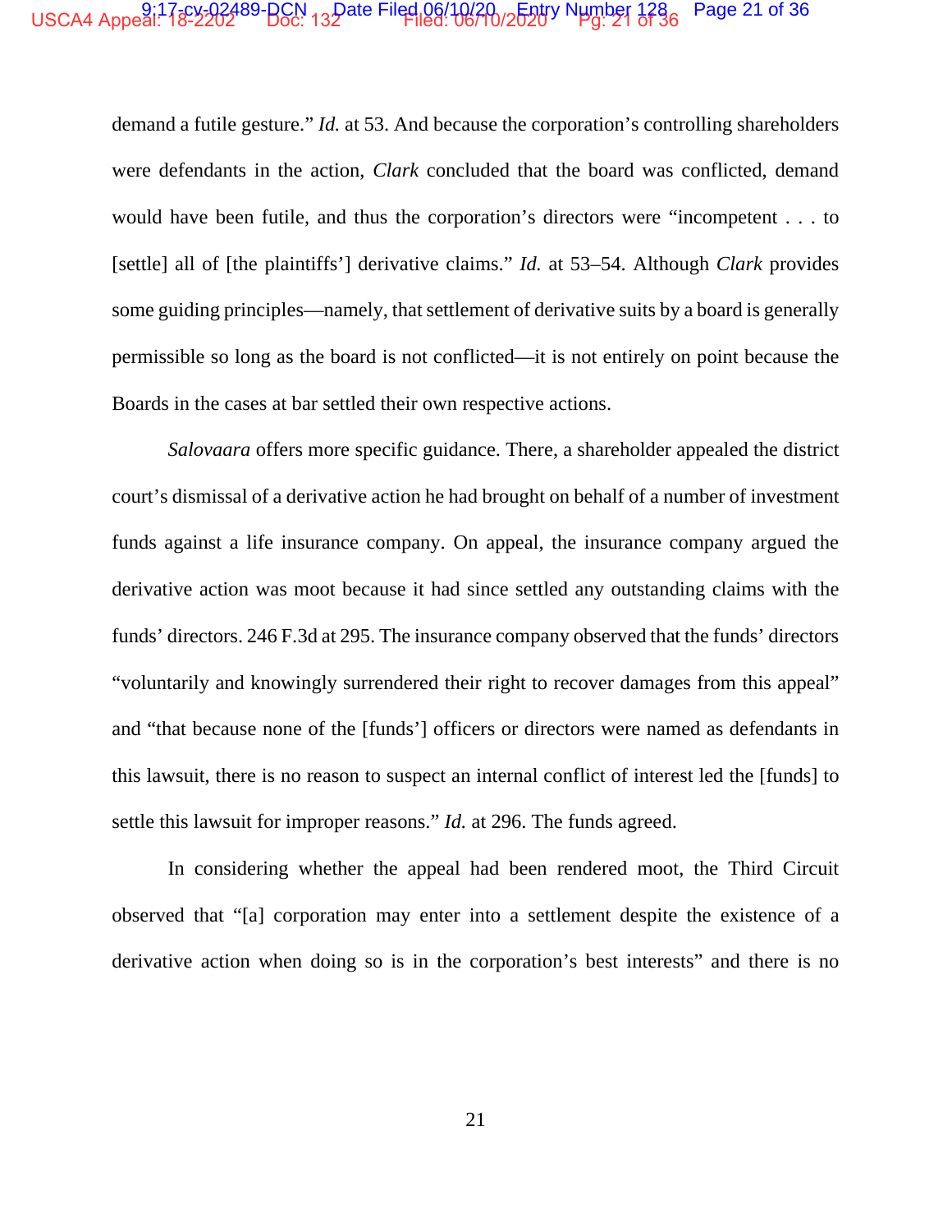demand a futile gesture." *Id.* at 53. And because the corporation's controlling shareholders were defendants in the action, *Clark* concluded that the board was conflicted, demand would have been futile, and thus the corporation's directors were "incompetent . . . to [settle] all of [the plaintiffs'] derivative claims." *Id.* at 53–54. Although *Clark* provides some guiding principles—namely, that settlement of derivative suits by a board is generally permissible so long as the board is not conflicted—it is not entirely on point because the Boards in the cases at bar settled their own respective actions.

*Salovaara* offers more specific guidance. There, a shareholder appealed the district court's dismissal of a derivative action he had brought on behalf of a number of investment funds against a life insurance company. On appeal, the insurance company argued the derivative action was moot because it had since settled any outstanding claims with the funds' directors. 246 F.3d at 295. The insurance company observed that the funds' directors "voluntarily and knowingly surrendered their right to recover damages from this appeal" and "that because none of the [funds'] officers or directors were named as defendants in this lawsuit, there is no reason to suspect an internal conflict of interest led the [funds] to settle this lawsuit for improper reasons." *Id.* at 296. The funds agreed.

In considering whether the appeal had been rendered moot, the Third Circuit observed that "[a] corporation may enter into a settlement despite the existence of a derivative action when doing so is in the corporation's best interests" and there is no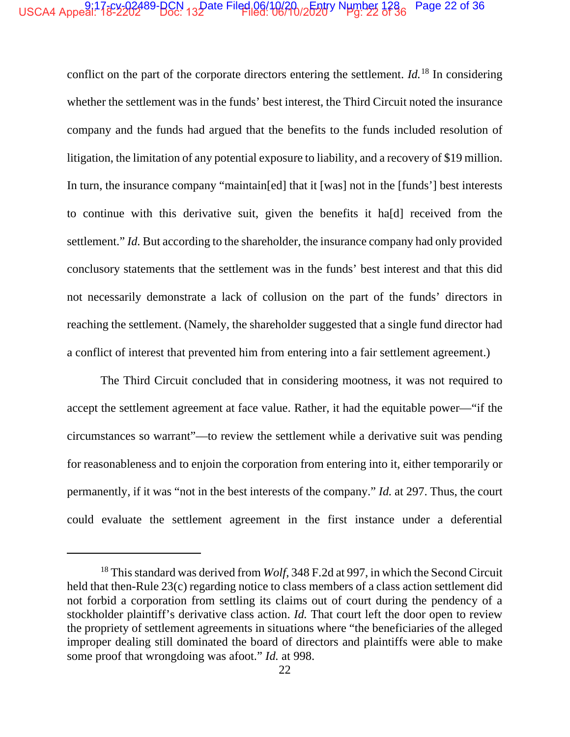conflict on the part of the corporate directors entering the settlement. *Id.*[18] In considering whether the settlement was in the funds' best interest, the Third Circuit noted the insurance company and the funds had argued that the benefits to the funds included resolution of litigation, the limitation of any potential exposure to liability, and a recovery of $19 million. In turn, the insurance company "maintain[ed] that it [was] not in the [funds'] best interests to continue with this derivative suit, given the benefits it ha[d] received from the settlement." *Id.* But according to the shareholder, the insurance company had only provided conclusory statements that the settlement was in the funds' best interest and that this did not necessarily demonstrate a lack of collusion on the part of the funds' directors in reaching the settlement. (Namely, the shareholder suggested that a single fund director had a conflict of interest that prevented him from entering into a fair settlement agreement.)

The Third Circuit concluded that in considering mootness, it was not required to accept the settlement agreement at face value. Rather, it had the equitable power—"if the circumstances so warrant"—to review the settlement while a derivative suit was pending for reasonableness and to enjoin the corporation from entering into it, either temporarily or permanently, if it was "not in the best interests of the company." *Id.* at 297. Thus, the court could evaluate the settlement agreement in the first instance under a deferential

---

[18] This standard was derived from *Wolf*, 348 F.2d at 997, in which the Second Circuit held that then-Rule 23(c) regarding notice to class members of a class action settlement did not forbid a corporation from settling its claims out of court during the pendency of a stockholder plaintiff's derivative class action. *Id.* That court left the door open to review the propriety of settlement agreements in situations where "the beneficiaries of the alleged improper dealing still dominated the board of directors and plaintiffs were able to make some proof that wrongdoing was afoot." *Id.* at 998.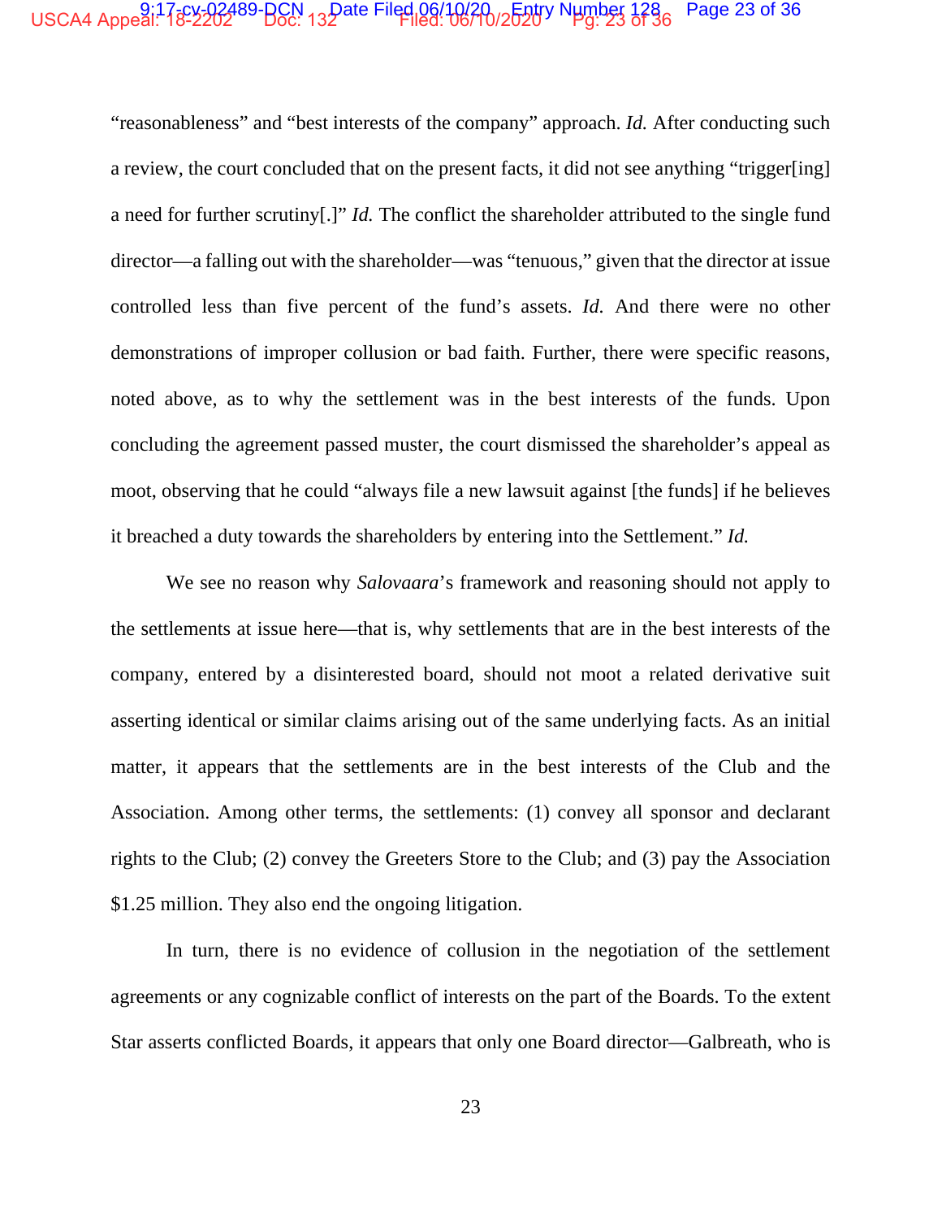"reasonableness" and "best interests of the company" approach. *Id.* After conducting such a review, the court concluded that on the present facts, it did not see anything "trigger[ing] a need for further scrutiny[.]" *Id.* The conflict the shareholder attributed to the single fund director—a falling out with the shareholder—was "tenuous," given that the director at issue controlled less than five percent of the fund's assets. *Id.* And there were no other demonstrations of improper collusion or bad faith. Further, there were specific reasons, noted above, as to why the settlement was in the best interests of the funds. Upon concluding the agreement passed muster, the court dismissed the shareholder's appeal as moot, observing that he could "always file a new lawsuit against [the funds] if he believes it breached a duty towards the shareholders by entering into the Settlement." *Id.*

We see no reason why *Salovaara*'s framework and reasoning should not apply to the settlements at issue here—that is, why settlements that are in the best interests of the company, entered by a disinterested board, should not moot a related derivative suit asserting identical or similar claims arising out of the same underlying facts. As an initial matter, it appears that the settlements are in the best interests of the Club and the Association. Among other terms, the settlements: (1) convey all sponsor and declarant rights to the Club; (2) convey the Greeters Store to the Club; and (3) pay the Association $1.25 million. They also end the ongoing litigation.

In turn, there is no evidence of collusion in the negotiation of the settlement agreements or any cognizable conflict of interests on the part of the Boards. To the extent Star asserts conflicted Boards, it appears that only one Board director—Galbreath, who is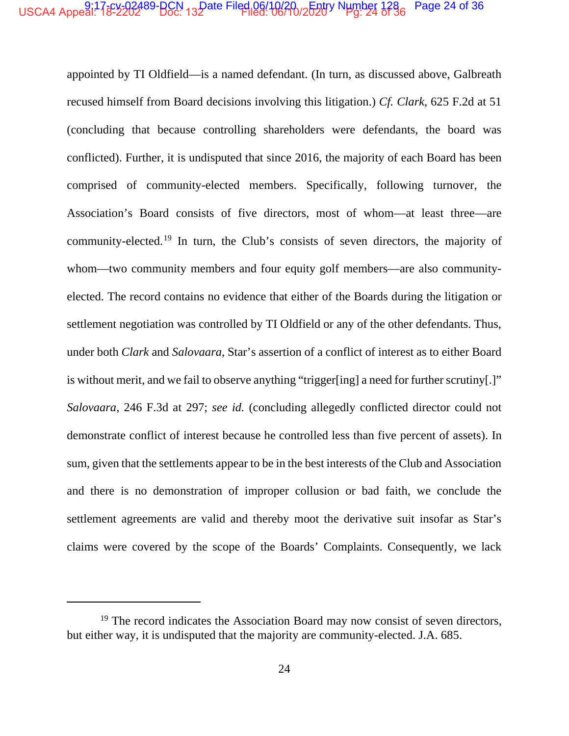appointed by TI Oldfield—is a named defendant. (In turn, as discussed above, Galbreath recused himself from Board decisions involving this litigation.) *Cf. Clark*, 625 F.2d at 51 (concluding that because controlling shareholders were defendants, the board was conflicted). Further, it is undisputed that since 2016, the majority of each Board has been comprised of community-elected members. Specifically, following turnover, the Association's Board consists of five directors, most of whom—at least three—are community-elected.[19] In turn, the Club's consists of seven directors, the majority of whom—two community members and four equity golf members—are also community-elected. The record contains no evidence that either of the Boards during the litigation or settlement negotiation was controlled by TI Oldfield or any of the other defendants. Thus, under both *Clark* and *Salovaara*, Star's assertion of a conflict of interest as to either Board is without merit, and we fail to observe anything "trigger[ing] a need for further scrutiny[.]" *Salovaara*, 246 F.3d at 297; *see id.* (concluding allegedly conflicted director could not demonstrate conflict of interest because he controlled less than five percent of assets). In sum, given that the settlements appear to be in the best interests of the Club and Association and there is no demonstration of improper collusion or bad faith, we conclude the settlement agreements are valid and thereby moot the derivative suit insofar as Star's claims were covered by the scope of the Boards' Complaints. Consequently, we lack

---

[19] The record indicates the Association Board may now consist of seven directors, but either way, it is undisputed that the majority are community-elected. J.A. 685.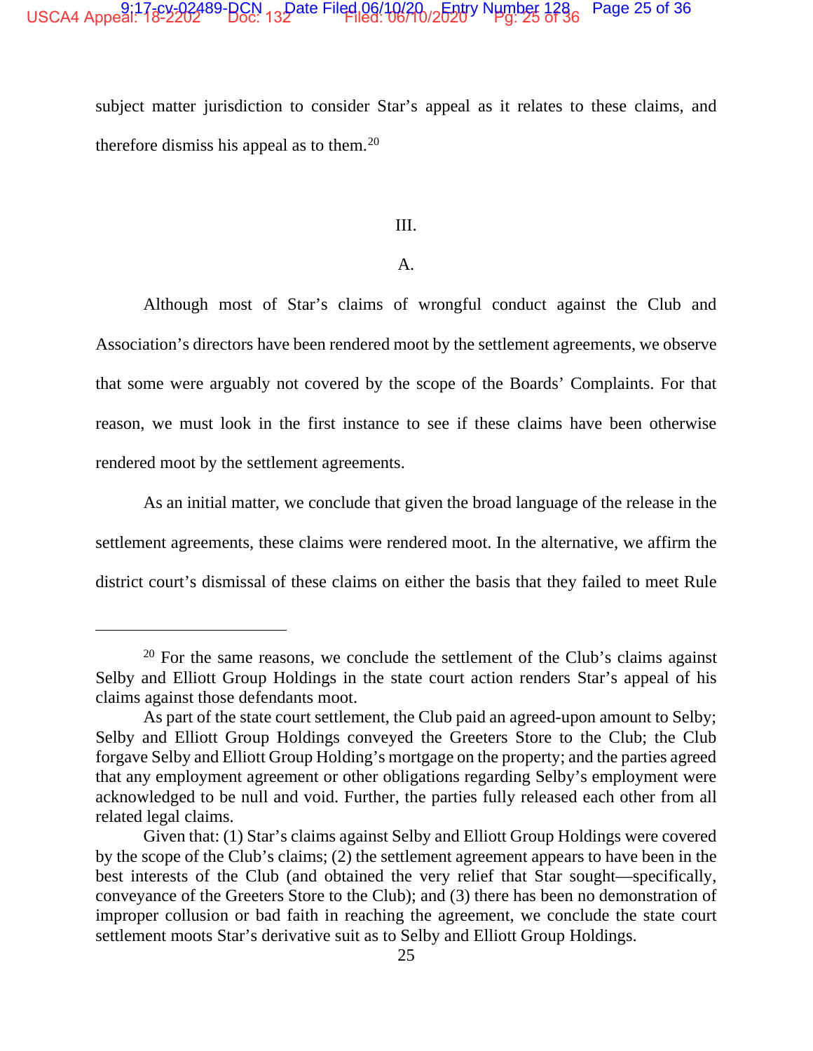subject matter jurisdiction to consider Star's appeal as it relates to these claims, and therefore dismiss his appeal as to them.[20]

III.

A.

Although most of Star's claims of wrongful conduct against the Club and Association's directors have been rendered moot by the settlement agreements, we observe that some were arguably not covered by the scope of the Boards' Complaints. For that reason, we must look in the first instance to see if these claims have been otherwise rendered moot by the settlement agreements.

As an initial matter, we conclude that given the broad language of the release in the settlement agreements, these claims were rendered moot. In the alternative, we affirm the district court's dismissal of these claims on either the basis that they failed to meet Rule

---

[20] For the same reasons, we conclude the settlement of the Club's claims against Selby and Elliott Group Holdings in the state court action renders Star's appeal of his claims against those defendants moot.

As part of the state court settlement, the Club paid an agreed-upon amount to Selby; Selby and Elliott Group Holdings conveyed the Greeters Store to the Club; the Club forgave Selby and Elliott Group Holding's mortgage on the property; and the parties agreed that any employment agreement or other obligations regarding Selby's employment were acknowledged to be null and void. Further, the parties fully released each other from all related legal claims.

Given that: (1) Star's claims against Selby and Elliott Group Holdings were covered by the scope of the Club's claims; (2) the settlement agreement appears to have been in the best interests of the Club (and obtained the very relief that Star sought—specifically, conveyance of the Greeters Store to the Club); and (3) there has been no demonstration of improper collusion or bad faith in reaching the agreement, we conclude the state court settlement moots Star's derivative suit as to Selby and Elliott Group Holdings.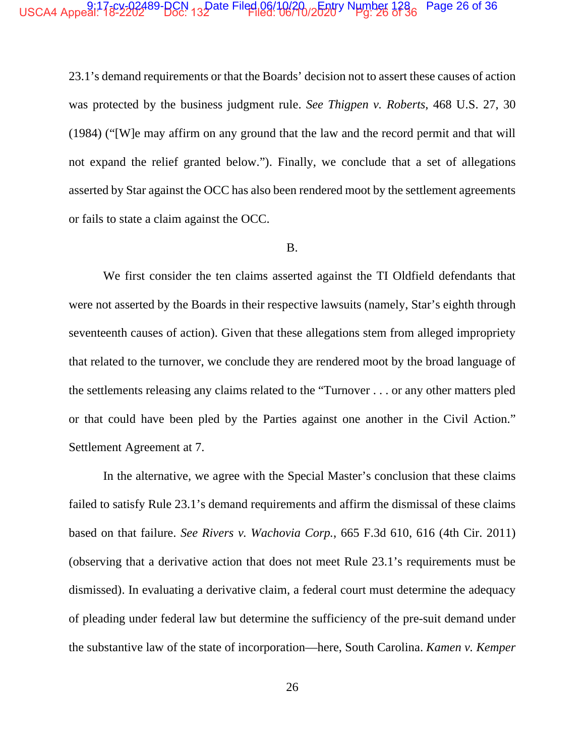23.1's demand requirements or that the Boards' decision not to assert these causes of action was protected by the business judgment rule. *See Thigpen v. Roberts*, 468 U.S. 27, 30 (1984) ("[W]e may affirm on any ground that the law and the record permit and that will not expand the relief granted below."). Finally, we conclude that a set of allegations asserted by Star against the OCC has also been rendered moot by the settlement agreements or fails to state a claim against the OCC.

B.

We first consider the ten claims asserted against the TI Oldfield defendants that were not asserted by the Boards in their respective lawsuits (namely, Star's eighth through seventeenth causes of action). Given that these allegations stem from alleged impropriety that related to the turnover, we conclude they are rendered moot by the broad language of the settlements releasing any claims related to the "Turnover . . . or any other matters pled or that could have been pled by the Parties against one another in the Civil Action." Settlement Agreement at 7.

In the alternative, we agree with the Special Master's conclusion that these claims failed to satisfy Rule 23.1's demand requirements and affirm the dismissal of these claims based on that failure. *See Rivers v. Wachovia Corp.*, 665 F.3d 610, 616 (4th Cir. 2011) (observing that a derivative action that does not meet Rule 23.1's requirements must be dismissed). In evaluating a derivative claim, a federal court must determine the adequacy of pleading under federal law but determine the sufficiency of the pre-suit demand under the substantive law of the state of incorporation—here, South Carolina. *Kamen v. Kemper*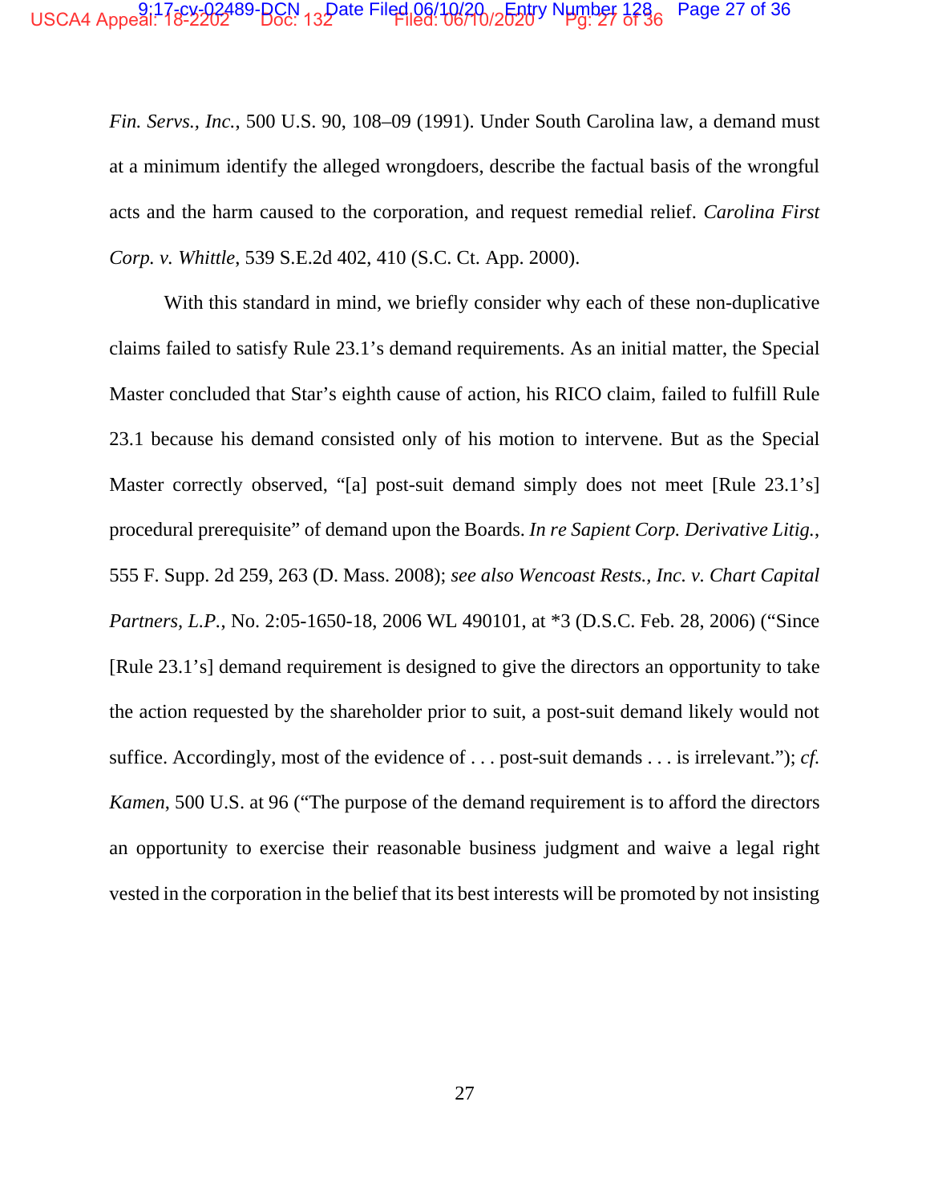*Fin. Servs., Inc.*, 500 U.S. 90, 108–09 (1991). Under South Carolina law, a demand must at a minimum identify the alleged wrongdoers, describe the factual basis of the wrongful acts and the harm caused to the corporation, and request remedial relief. *Carolina First Corp. v. Whittle*, 539 S.E.2d 402, 410 (S.C. Ct. App. 2000).

With this standard in mind, we briefly consider why each of these non-duplicative claims failed to satisfy Rule 23.1's demand requirements. As an initial matter, the Special Master concluded that Star's eighth cause of action, his RICO claim, failed to fulfill Rule 23.1 because his demand consisted only of his motion to intervene. But as the Special Master correctly observed, "[a] post-suit demand simply does not meet [Rule 23.1's] procedural prerequisite" of demand upon the Boards. *In re Sapient Corp. Derivative Litig.*, 555 F. Supp. 2d 259, 263 (D. Mass. 2008); *see also Wencoast Rests., Inc. v. Chart Capital Partners, L.P.*, No. 2:05-1650-18, 2006 WL 490101, at *3 (D.S.C. Feb. 28, 2006) ("Since [Rule 23.1's] demand requirement is designed to give the directors an opportunity to take the action requested by the shareholder prior to suit, a post-suit demand likely would not suffice. Accordingly, most of the evidence of . . . post-suit demands . . . is irrelevant."); *cf. Kamen*, 500 U.S. at 96 ("The purpose of the demand requirement is to afford the directors an opportunity to exercise their reasonable business judgment and waive a legal right vested in the corporation in the belief that its best interests will be promoted by not insisting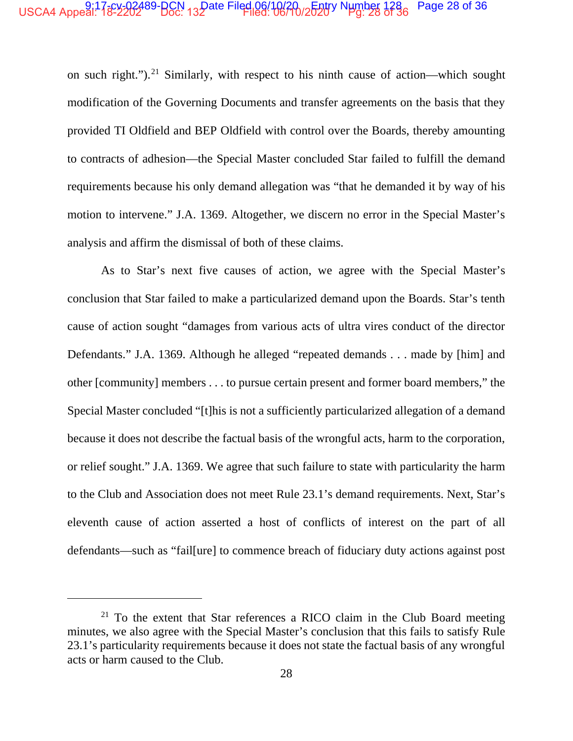on such right.").[21] Similarly, with respect to his ninth cause of action—which sought modification of the Governing Documents and transfer agreements on the basis that they provided TI Oldfield and BEP Oldfield with control over the Boards, thereby amounting to contracts of adhesion—the Special Master concluded Star failed to fulfill the demand requirements because his only demand allegation was "that he demanded it by way of his motion to intervene." J.A. 1369. Altogether, we discern no error in the Special Master's analysis and affirm the dismissal of both of these claims.

As to Star's next five causes of action, we agree with the Special Master's conclusion that Star failed to make a particularized demand upon the Boards. Star's tenth cause of action sought "damages from various acts of ultra vires conduct of the director Defendants." J.A. 1369. Although he alleged "repeated demands . . . made by [him] and other [community] members . . . to pursue certain present and former board members," the Special Master concluded "[t]his is not a sufficiently particularized allegation of a demand because it does not describe the factual basis of the wrongful acts, harm to the corporation, or relief sought." J.A. 1369. We agree that such failure to state with particularity the harm to the Club and Association does not meet Rule 23.1's demand requirements. Next, Star's eleventh cause of action asserted a host of conflicts of interest on the part of all defendants—such as "fail[ure] to commence breach of fiduciary duty actions against post

[21] To the extent that Star references a RICO claim in the Club Board meeting minutes, we also agree with the Special Master's conclusion that this fails to satisfy Rule 23.1's particularity requirements because it does not state the factual basis of any wrongful acts or harm caused to the Club.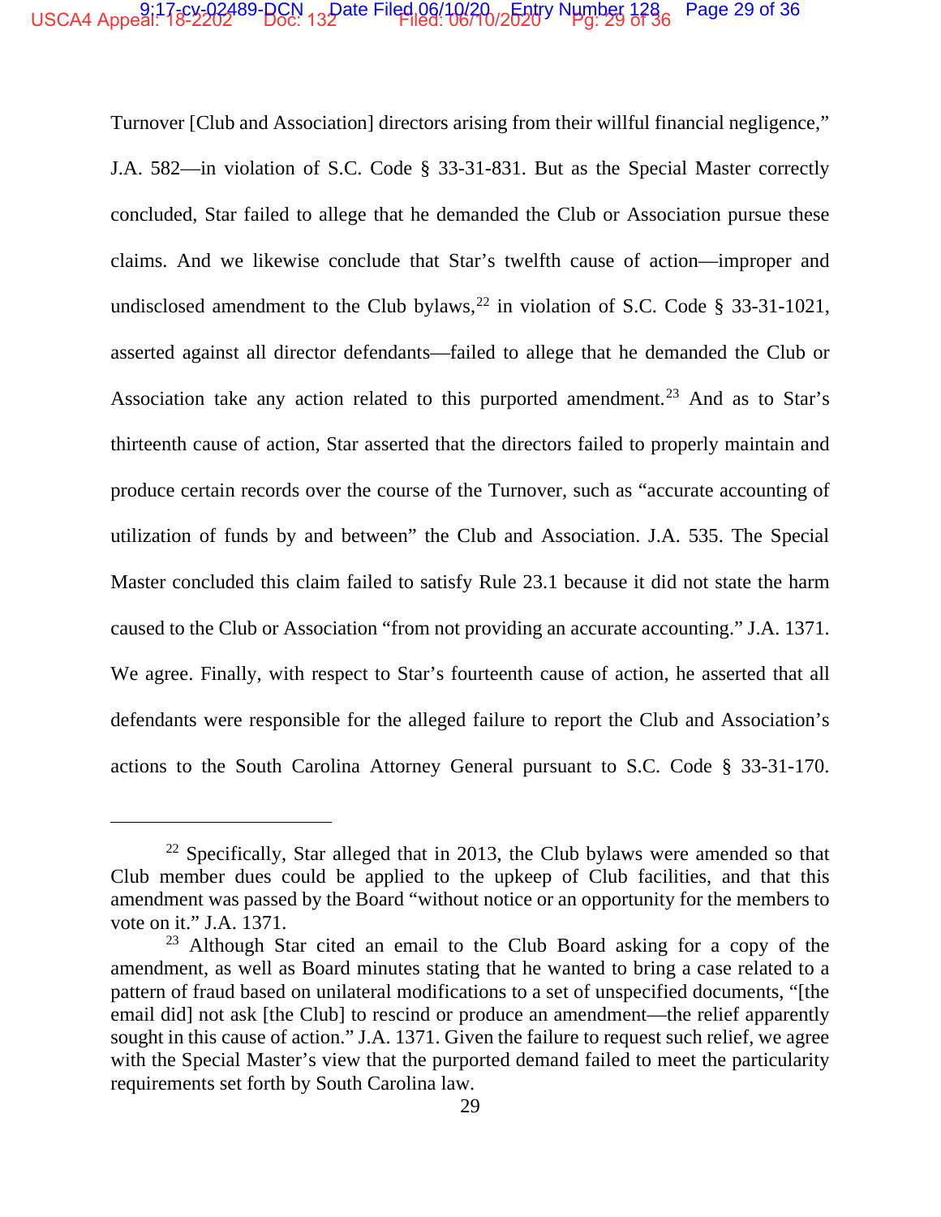Turnover [Club and Association] directors arising from their willful financial negligence," J.A. 582—in violation of S.C. Code § 33-31-831. But as the Special Master correctly concluded, Star failed to allege that he demanded the Club or Association pursue these claims. And we likewise conclude that Star's twelfth cause of action—improper and undisclosed amendment to the Club bylaws,[22] in violation of S.C. Code § 33-31-1021, asserted against all director defendants—failed to allege that he demanded the Club or Association take any action related to this purported amendment.[23] And as to Star's thirteenth cause of action, Star asserted that the directors failed to properly maintain and produce certain records over the course of the Turnover, such as "accurate accounting of utilization of funds by and between" the Club and Association. J.A. 535. The Special Master concluded this claim failed to satisfy Rule 23.1 because it did not state the harm caused to the Club or Association "from not providing an accurate accounting." J.A. 1371. We agree. Finally, with respect to Star's fourteenth cause of action, he asserted that all defendants were responsible for the alleged failure to report the Club and Association's actions to the South Carolina Attorney General pursuant to S.C. Code § 33-31-170.

---

[22] Specifically, Star alleged that in 2013, the Club bylaws were amended so that Club member dues could be applied to the upkeep of Club facilities, and that this amendment was passed by the Board "without notice or an opportunity for the members to vote on it." J.A. 1371.

[23] Although Star cited an email to the Club Board asking for a copy of the amendment, as well as Board minutes stating that he wanted to bring a case related to a pattern of fraud based on unilateral modifications to a set of unspecified documents, "[the email did] not ask [the Club] to rescind or produce an amendment—the relief apparently sought in this cause of action." J.A. 1371. Given the failure to request such relief, we agree with the Special Master's view that the purported demand failed to meet the particularity requirements set forth by South Carolina law.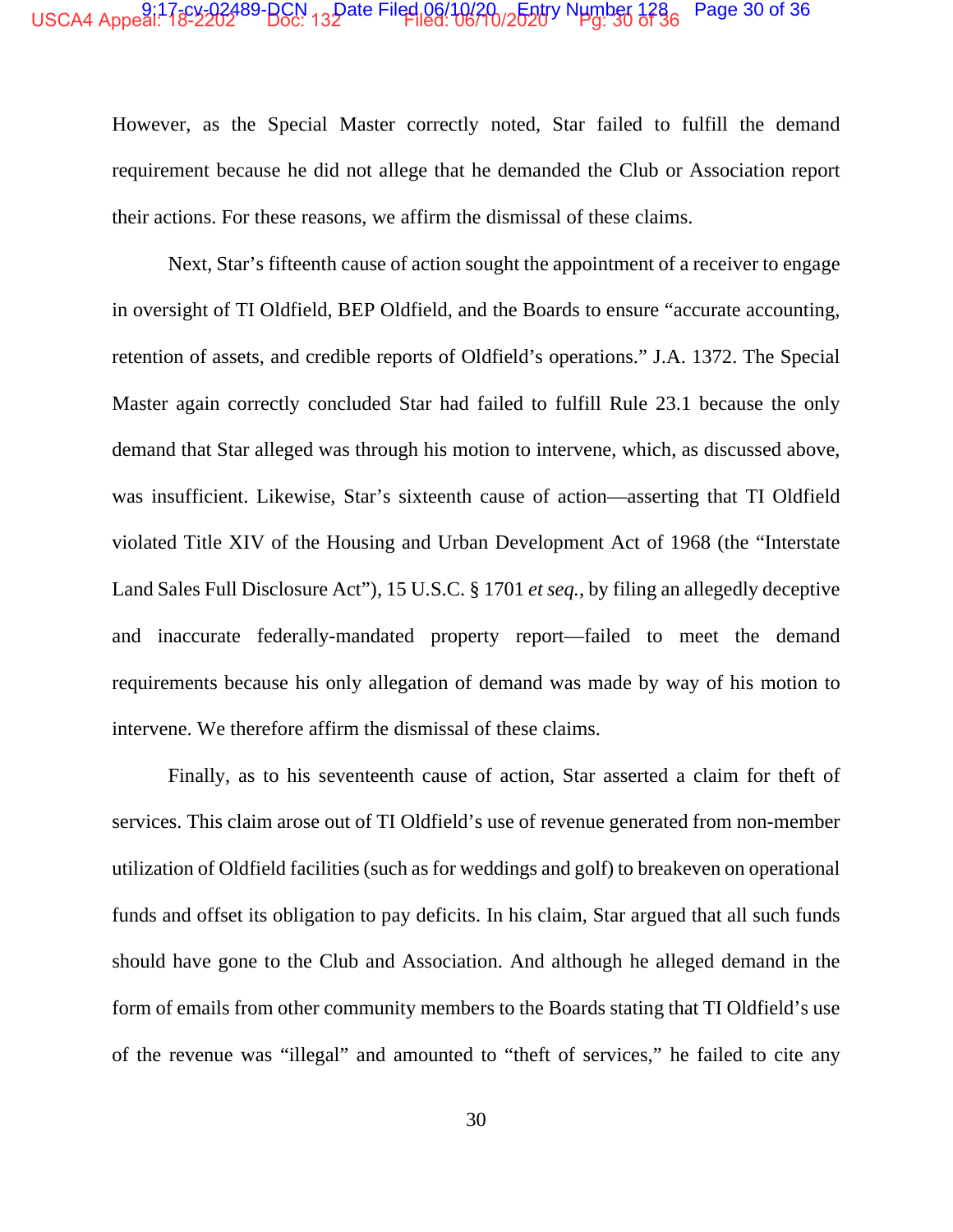However, as the Special Master correctly noted, Star failed to fulfill the demand requirement because he did not allege that he demanded the Club or Association report their actions. For these reasons, we affirm the dismissal of these claims.

Next, Star's fifteenth cause of action sought the appointment of a receiver to engage in oversight of TI Oldfield, BEP Oldfield, and the Boards to ensure "accurate accounting, retention of assets, and credible reports of Oldfield's operations." J.A. 1372. The Special Master again correctly concluded Star had failed to fulfill Rule 23.1 because the only demand that Star alleged was through his motion to intervene, which, as discussed above, was insufficient. Likewise, Star's sixteenth cause of action—asserting that TI Oldfield violated Title XIV of the Housing and Urban Development Act of 1968 (the "Interstate Land Sales Full Disclosure Act"), 15 U.S.C. § 1701 *et seq.*, by filing an allegedly deceptive and inaccurate federally-mandated property report—failed to meet the demand requirements because his only allegation of demand was made by way of his motion to intervene. We therefore affirm the dismissal of these claims.

Finally, as to his seventeenth cause of action, Star asserted a claim for theft of services. This claim arose out of TI Oldfield's use of revenue generated from non-member utilization of Oldfield facilities (such as for weddings and golf) to breakeven on operational funds and offset its obligation to pay deficits. In his claim, Star argued that all such funds should have gone to the Club and Association. And although he alleged demand in the form of emails from other community members to the Boards stating that TI Oldfield's use of the revenue was "illegal" and amounted to "theft of services," he failed to cite any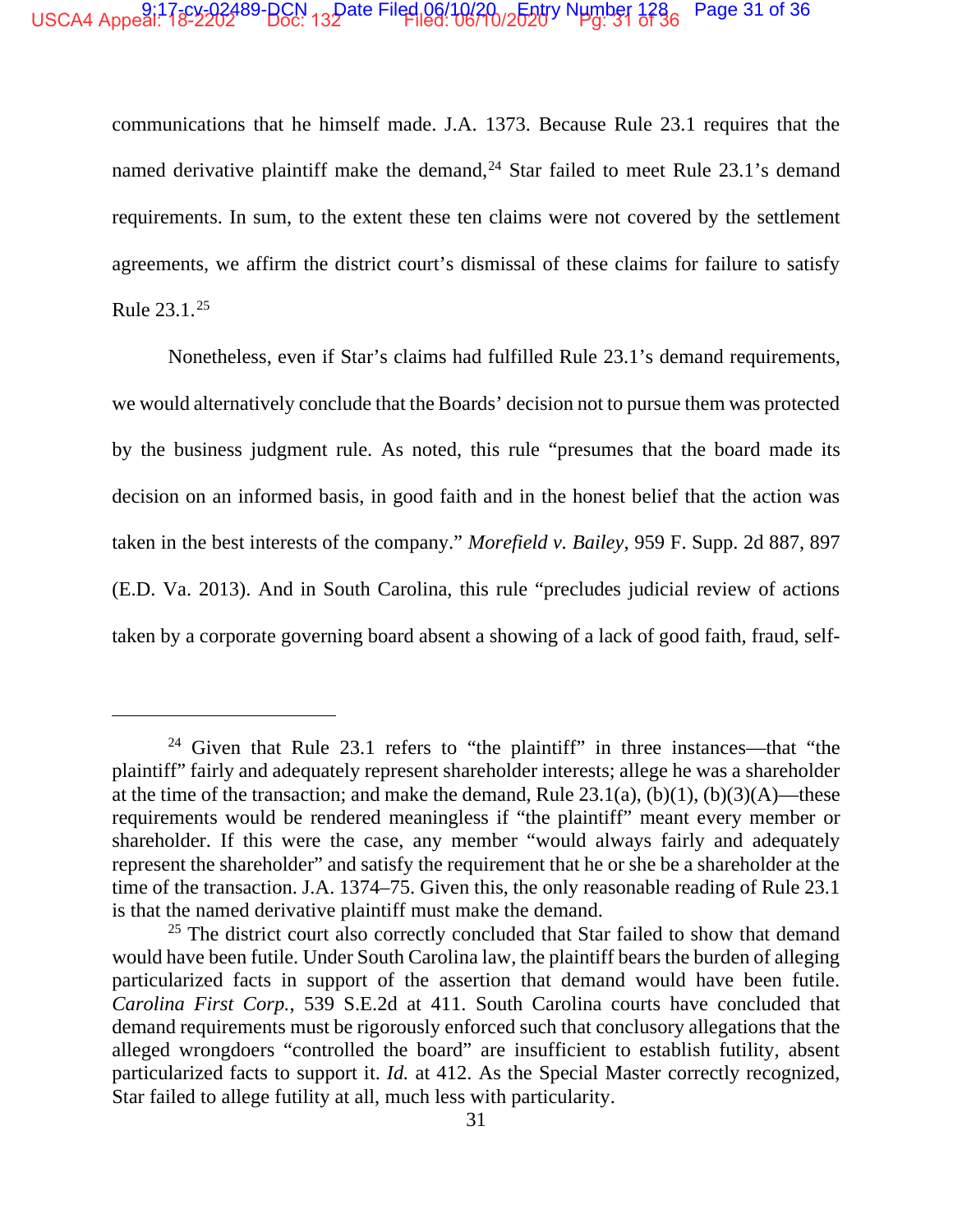communications that he himself made. J.A. 1373. Because Rule 23.1 requires that the named derivative plaintiff make the demand,[24] Star failed to meet Rule 23.1's demand requirements. In sum, to the extent these ten claims were not covered by the settlement agreements, we affirm the district court's dismissal of these claims for failure to satisfy Rule 23.1.[25]

Nonetheless, even if Star's claims had fulfilled Rule 23.1's demand requirements, we would alternatively conclude that the Boards' decision not to pursue them was protected by the business judgment rule. As noted, this rule "presumes that the board made its decision on an informed basis, in good faith and in the honest belief that the action was taken in the best interests of the company." *Morefield v. Bailey*, 959 F. Supp. 2d 887, 897 (E.D. Va. 2013). And in South Carolina, this rule "precludes judicial review of actions taken by a corporate governing board absent a showing of a lack of good faith, fraud, self-

---

[24] Given that Rule 23.1 refers to "the plaintiff" in three instances—that "the plaintiff" fairly and adequately represent shareholder interests; allege he was a shareholder at the time of the transaction; and make the demand, Rule 23.1(a), (b)(1), (b)(3)(A)—these requirements would be rendered meaningless if "the plaintiff" meant every member or shareholder. If this were the case, any member "would always fairly and adequately represent the shareholder" and satisfy the requirement that he or she be a shareholder at the time of the transaction. J.A. 1374–75. Given this, the only reasonable reading of Rule 23.1 is that the named derivative plaintiff must make the demand.

[25] The district court also correctly concluded that Star failed to show that demand would have been futile. Under South Carolina law, the plaintiff bears the burden of alleging particularized facts in support of the assertion that demand would have been futile. *Carolina First Corp.*, 539 S.E.2d at 411. South Carolina courts have concluded that demand requirements must be rigorously enforced such that conclusory allegations that the alleged wrongdoers "controlled the board" are insufficient to establish futility, absent particularized facts to support it. *Id.* at 412. As the Special Master correctly recognized, Star failed to allege futility at all, much less with particularity.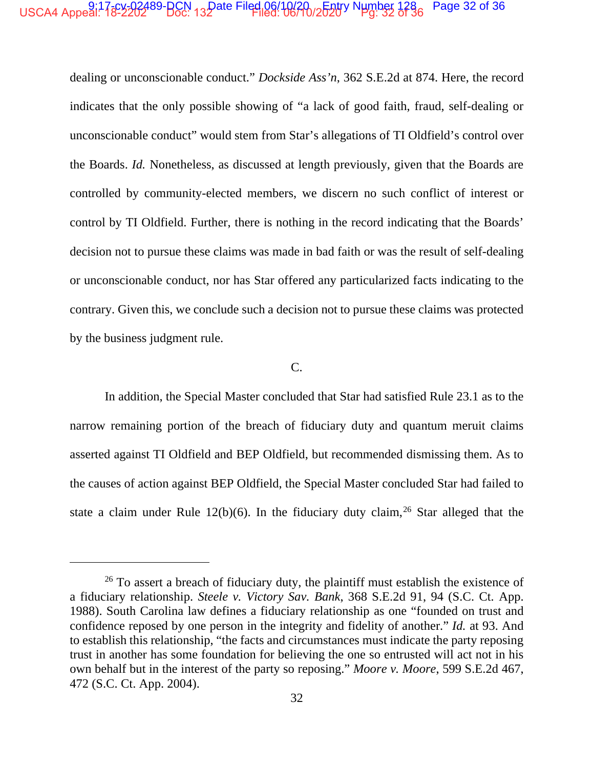dealing or unconscionable conduct." *Dockside Ass'n*, 362 S.E.2d at 874. Here, the record indicates that the only possible showing of "a lack of good faith, fraud, self-dealing or unconscionable conduct" would stem from Star's allegations of TI Oldfield's control over the Boards. *Id.* Nonetheless, as discussed at length previously, given that the Boards are controlled by community-elected members, we discern no such conflict of interest or control by TI Oldfield. Further, there is nothing in the record indicating that the Boards' decision not to pursue these claims was made in bad faith or was the result of self-dealing or unconscionable conduct, nor has Star offered any particularized facts indicating to the contrary. Given this, we conclude such a decision not to pursue these claims was protected by the business judgment rule.

C.

In addition, the Special Master concluded that Star had satisfied Rule 23.1 as to the narrow remaining portion of the breach of fiduciary duty and quantum meruit claims asserted against TI Oldfield and BEP Oldfield, but recommended dismissing them. As to the causes of action against BEP Oldfield, the Special Master concluded Star had failed to state a claim under Rule 12(b)(6). In the fiduciary duty claim,[26] Star alleged that the

---

[26] To assert a breach of fiduciary duty, the plaintiff must establish the existence of a fiduciary relationship. *Steele v. Victory Sav. Bank*, 368 S.E.2d 91, 94 (S.C. Ct. App. 1988). South Carolina law defines a fiduciary relationship as one "founded on trust and confidence reposed by one person in the integrity and fidelity of another." *Id.* at 93. And to establish this relationship, "the facts and circumstances must indicate the party reposing trust in another has some foundation for believing the one so entrusted will act not in his own behalf but in the interest of the party so reposing." *Moore v. Moore*, 599 S.E.2d 467, 472 (S.C. Ct. App. 2004).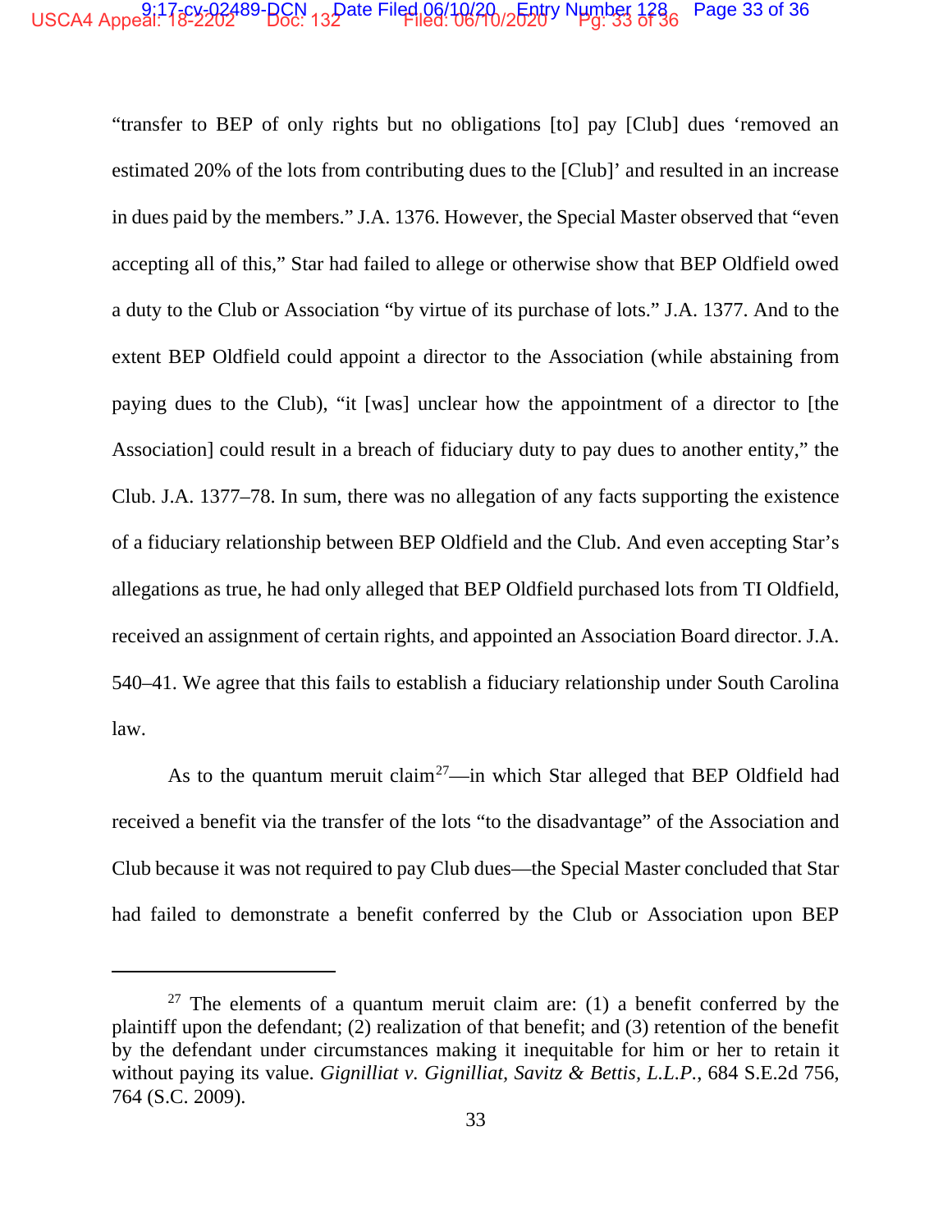"transfer to BEP of only rights but no obligations [to] pay [Club] dues 'removed an estimated 20% of the lots from contributing dues to the [Club]' and resulted in an increase in dues paid by the members." J.A. 1376. However, the Special Master observed that "even accepting all of this," Star had failed to allege or otherwise show that BEP Oldfield owed a duty to the Club or Association "by virtue of its purchase of lots." J.A. 1377. And to the extent BEP Oldfield could appoint a director to the Association (while abstaining from paying dues to the Club), "it [was] unclear how the appointment of a director to [the Association] could result in a breach of fiduciary duty to pay dues to another entity," the Club. J.A. 1377–78. In sum, there was no allegation of any facts supporting the existence of a fiduciary relationship between BEP Oldfield and the Club. And even accepting Star's allegations as true, he had only alleged that BEP Oldfield purchased lots from TI Oldfield, received an assignment of certain rights, and appointed an Association Board director. J.A. 540–41. We agree that this fails to establish a fiduciary relationship under South Carolina law.

As to the quantum meruit claim[27]—in which Star alleged that BEP Oldfield had received a benefit via the transfer of the lots "to the disadvantage" of the Association and Club because it was not required to pay Club dues—the Special Master concluded that Star had failed to demonstrate a benefit conferred by the Club or Association upon BEP

---

[27] The elements of a quantum meruit claim are: (1) a benefit conferred by the plaintiff upon the defendant; (2) realization of that benefit; and (3) retention of the benefit by the defendant under circumstances making it inequitable for him or her to retain it without paying its value. *Gignilliat v. Gignilliat, Savitz & Bettis, L.L.P.*, 684 S.E.2d 756, 764 (S.C. 2009).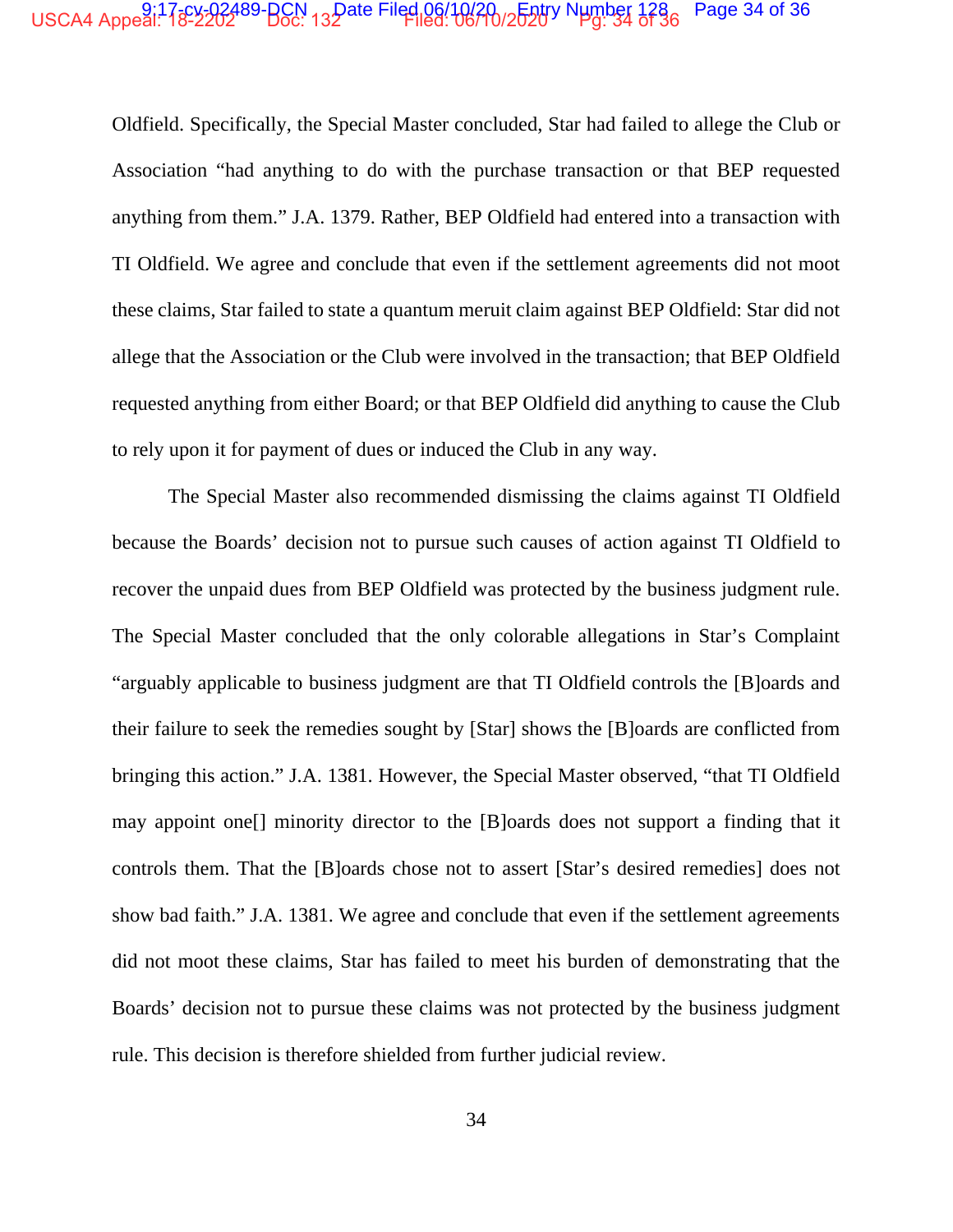Oldfield. Specifically, the Special Master concluded, Star had failed to allege the Club or Association "had anything to do with the purchase transaction or that BEP requested anything from them." J.A. 1379. Rather, BEP Oldfield had entered into a transaction with TI Oldfield. We agree and conclude that even if the settlement agreements did not moot these claims, Star failed to state a quantum meruit claim against BEP Oldfield: Star did not allege that the Association or the Club were involved in the transaction; that BEP Oldfield requested anything from either Board; or that BEP Oldfield did anything to cause the Club to rely upon it for payment of dues or induced the Club in any way.

The Special Master also recommended dismissing the claims against TI Oldfield because the Boards' decision not to pursue such causes of action against TI Oldfield to recover the unpaid dues from BEP Oldfield was protected by the business judgment rule. The Special Master concluded that the only colorable allegations in Star's Complaint "arguably applicable to business judgment are that TI Oldfield controls the [B]oards and their failure to seek the remedies sought by [Star] shows the [B]oards are conflicted from bringing this action." J.A. 1381. However, the Special Master observed, "that TI Oldfield may appoint one[] minority director to the [B]oards does not support a finding that it controls them. That the [B]oards chose not to assert [Star's desired remedies] does not show bad faith." J.A. 1381. We agree and conclude that even if the settlement agreements did not moot these claims, Star has failed to meet his burden of demonstrating that the Boards' decision not to pursue these claims was not protected by the business judgment rule. This decision is therefore shielded from further judicial review.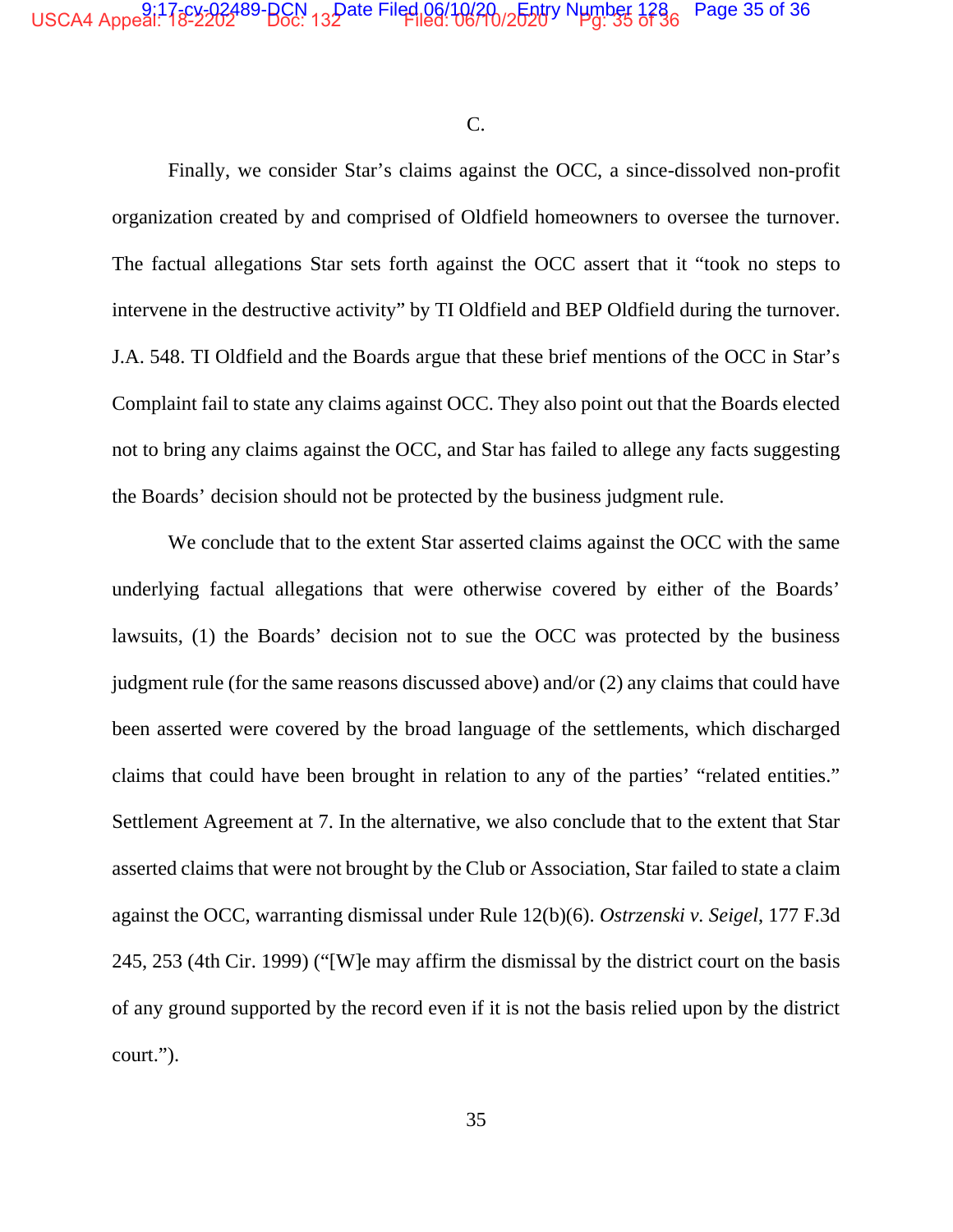C.

Finally, we consider Star's claims against the OCC, a since-dissolved non-profit organization created by and comprised of Oldfield homeowners to oversee the turnover. The factual allegations Star sets forth against the OCC assert that it "took no steps to intervene in the destructive activity" by TI Oldfield and BEP Oldfield during the turnover. J.A. 548. TI Oldfield and the Boards argue that these brief mentions of the OCC in Star's Complaint fail to state any claims against OCC. They also point out that the Boards elected not to bring any claims against the OCC, and Star has failed to allege any facts suggesting the Boards' decision should not be protected by the business judgment rule.

We conclude that to the extent Star asserted claims against the OCC with the same underlying factual allegations that were otherwise covered by either of the Boards' lawsuits, (1) the Boards' decision not to sue the OCC was protected by the business judgment rule (for the same reasons discussed above) and/or (2) any claims that could have been asserted were covered by the broad language of the settlements, which discharged claims that could have been brought in relation to any of the parties' "related entities." Settlement Agreement at 7. In the alternative, we also conclude that to the extent that Star asserted claims that were not brought by the Club or Association, Star failed to state a claim against the OCC, warranting dismissal under Rule 12(b)(6). *Ostrzenski v. Seigel*, 177 F.3d 245, 253 (4th Cir. 1999) ("[W]e may affirm the dismissal by the district court on the basis of any ground supported by the record even if it is not the basis relied upon by the district court.").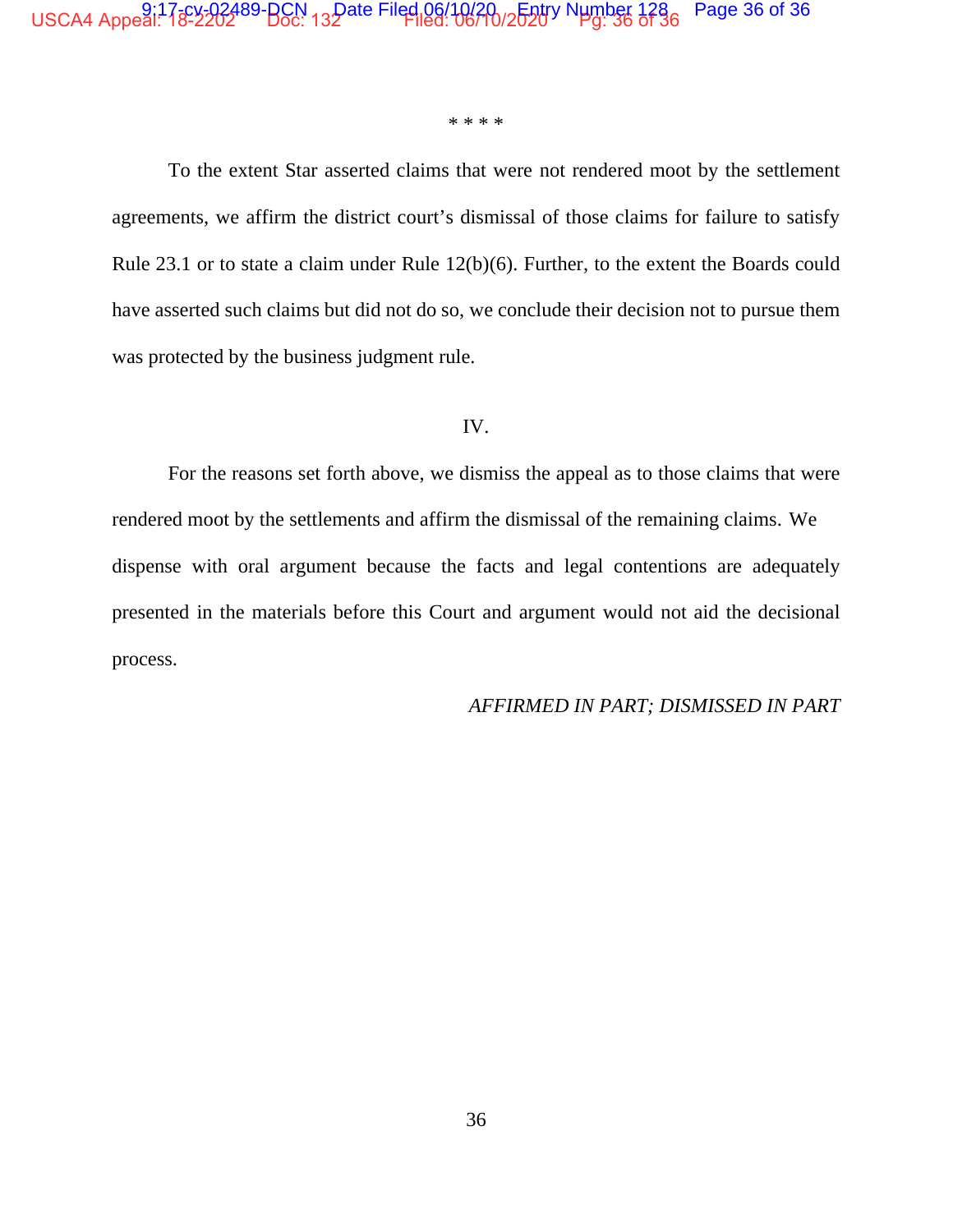\* \* \* \*

To the extent Star asserted claims that were not rendered moot by the settlement agreements, we affirm the district court's dismissal of those claims for failure to satisfy Rule 23.1 or to state a claim under Rule 12(b)(6). Further, to the extent the Boards could have asserted such claims but did not do so, we conclude their decision not to pursue them was protected by the business judgment rule.

IV.

For the reasons set forth above, we dismiss the appeal as to those claims that were rendered moot by the settlements and affirm the dismissal of the remaining claims. We dispense with oral argument because the facts and legal contentions are adequately presented in the materials before this Court and argument would not aid the decisional process.

*AFFIRMED IN PART; DISMISSED IN PART*